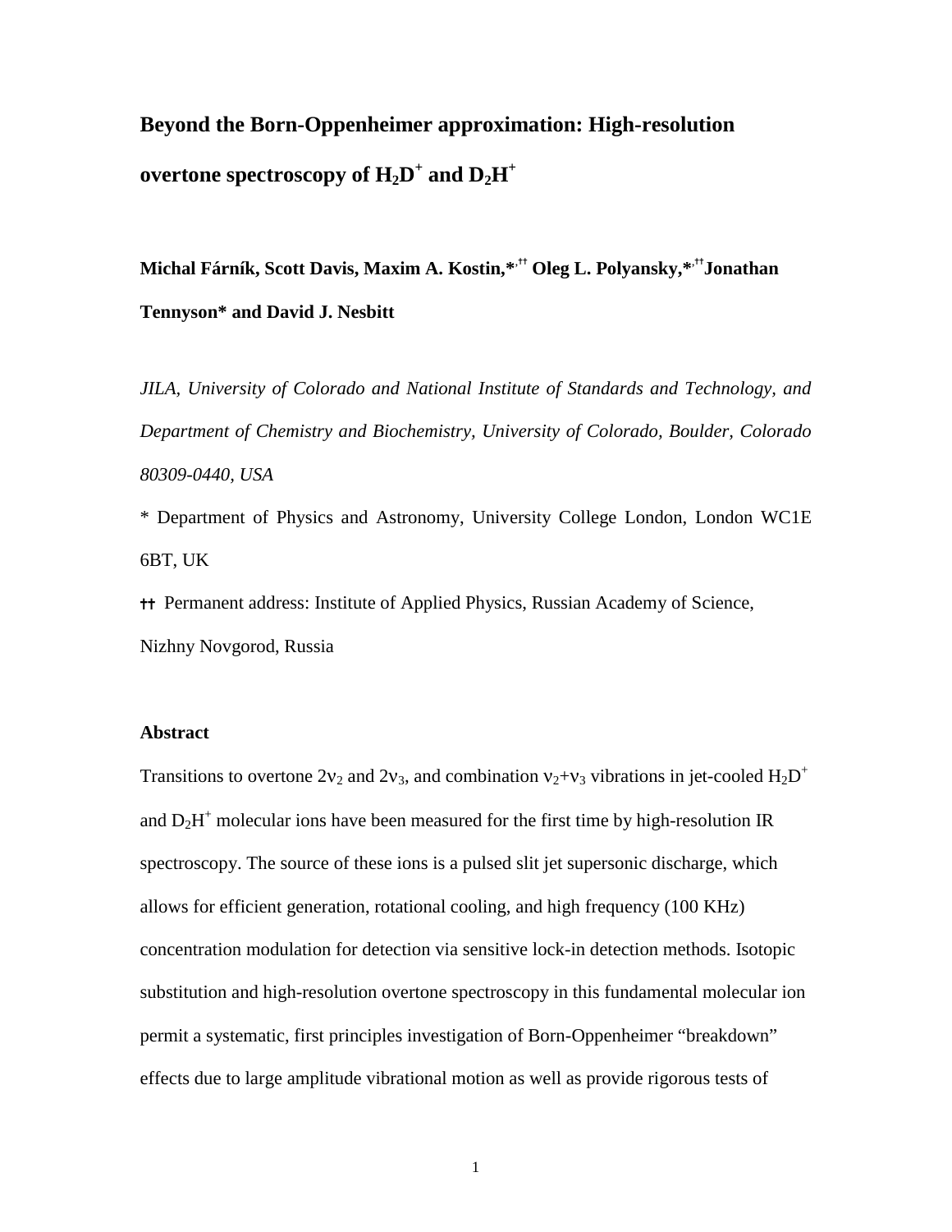# Beyond the Born-Oppenheimer approximation: High-resolution overtone spectroscopy of $H_2D^+$ and $D_2H^+$

**Michal Fárník, Scott Davis, Maxim A. Kostin,*[,††] Oleg L. Polyansky,*[,††] Jonathan Tennyson* and David J. Nesbitt**

*JILA, University of Colorado and National Institute of Standards and Technology, and Department of Chemistry and Biochemistry, University of Colorado, Boulder, Colorado 80309-0440, USA*

* Department of Physics and Astronomy, University College London, London WC1E 6BT, UK

†† Permanent address: Institute of Applied Physics, Russian Academy of Science, Nizhny Novgorod, Russia

### Abstract

Transitions to overtone $2\nu_2$ and $2\nu_3$, and combination $\nu_2+\nu_3$ vibrations in jet-cooled $H_2D^+$ and $D_2H^+$ molecular ions have been measured for the first time by high-resolution IR spectroscopy. The source of these ions is a pulsed slit jet supersonic discharge, which allows for efficient generation, rotational cooling, and high frequency (100 KHz) concentration modulation for detection via sensitive lock-in detection methods. Isotopic substitution and high-resolution overtone spectroscopy in this fundamental molecular ion permit a systematic, first principles investigation of Born-Oppenheimer "breakdown" effects due to large amplitude vibrational motion as well as provide rigorous tests of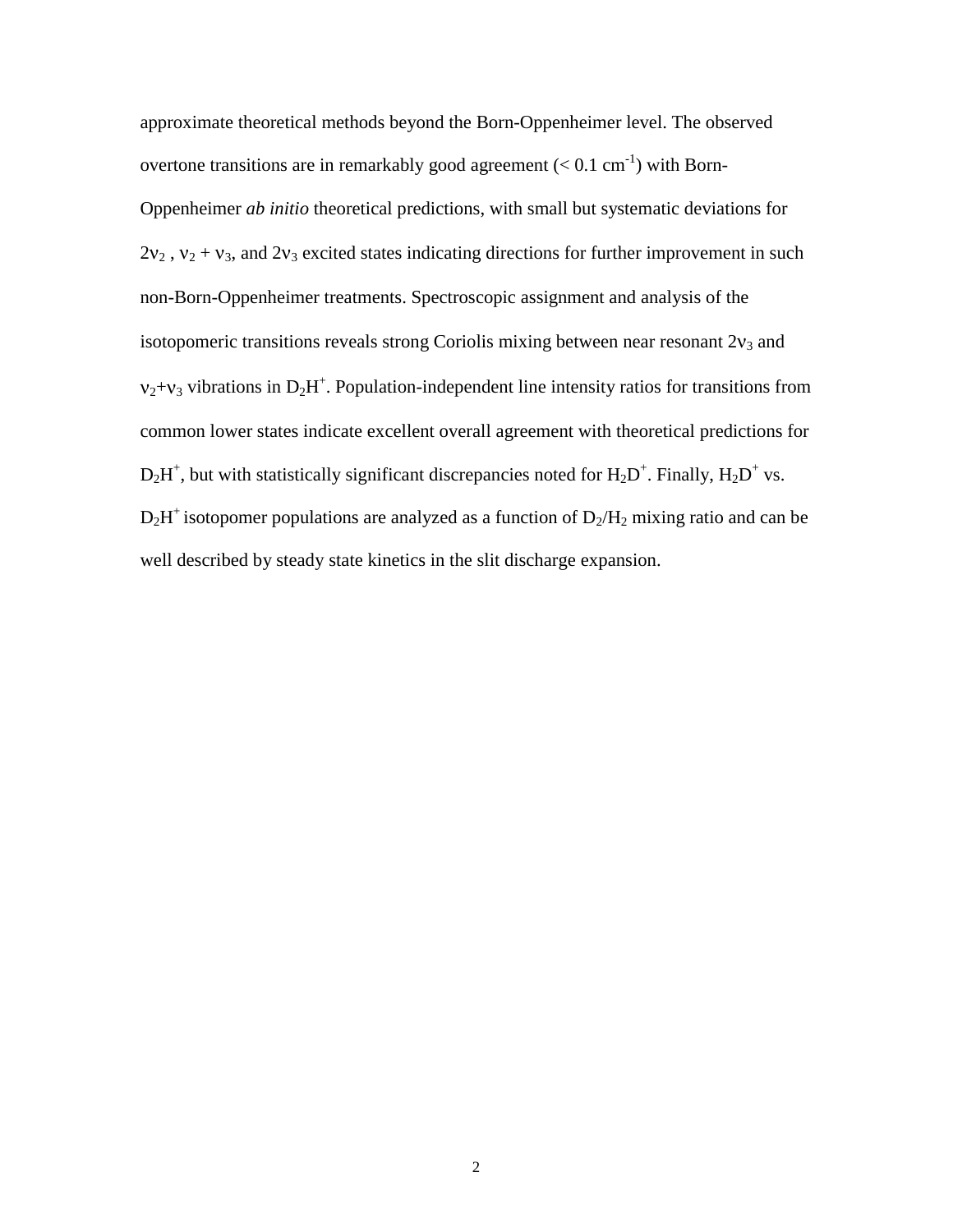approximate theoretical methods beyond the Born-Oppenheimer level. The observed overtone transitions are in remarkably good agreement ($< 0.1$ cm$^{-1}$) with Born-Oppenheimer *ab initio* theoretical predictions, with small but systematic deviations for $2\nu_2$ , $\nu_2 + \nu_3$, and $2\nu_3$ excited states indicating directions for further improvement in such non-Born-Oppenheimer treatments. Spectroscopic assignment and analysis of the isotopomeric transitions reveals strong Coriolis mixing between near resonant $2\nu_3$ and $\nu_2+\nu_3$ vibrations in $D_2H^+$. Population-independent line intensity ratios for transitions from common lower states indicate excellent overall agreement with theoretical predictions for $D_2H^+$, but with statistically significant discrepancies noted for $H_2D^+$. Finally, $H_2D^+$ vs. $D_2H^+$ isotopomer populations are analyzed as a function of $D_2/H_2$ mixing ratio and can be well described by steady state kinetics in the slit discharge expansion.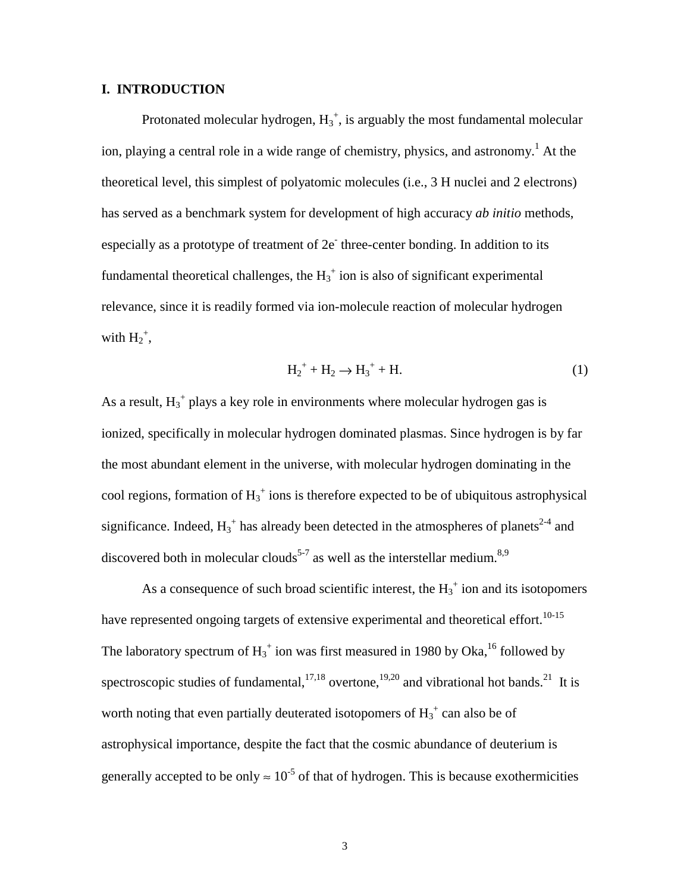## I. INTRODUCTION

Protonated molecular hydrogen, $H_3^+$, is arguably the most fundamental molecular ion, playing a central role in a wide range of chemistry, physics, and astronomy.[1] At the theoretical level, this simplest of polyatomic molecules (i.e., 3 H nuclei and 2 electrons) has served as a benchmark system for development of high accuracy *ab initio* methods, especially as a prototype of treatment of $2e^-$ three-center bonding. In addition to its fundamental theoretical challenges, the $H_3^+$ ion is also of significant experimental relevance, since it is readily formed via ion-molecule reaction of molecular hydrogen with $H_2^+$,

$$H_2^+ + H_2 \rightarrow H_3^+ + H. \tag{1}$$

As a result, $H_3^+$ plays a key role in environments where molecular hydrogen gas is ionized, specifically in molecular hydrogen dominated plasmas. Since hydrogen is by far the most abundant element in the universe, with molecular hydrogen dominating in the cool regions, formation of $H_3^+$ ions is therefore expected to be of ubiquitous astrophysical significance. Indeed, $H_3^+$ has already been detected in the atmospheres of planets[2-4] and discovered both in molecular clouds[5-7] as well as the interstellar medium.[8,9]

As a consequence of such broad scientific interest, the $H_3^+$ ion and its isotopomers have represented ongoing targets of extensive experimental and theoretical effort.[10-15] The laboratory spectrum of $H_3^+$ ion was first measured in 1980 by Oka,[16] followed by spectroscopic studies of fundamental,[17,18] overtone,[19,20] and vibrational hot bands.[21] It is worth noting that even partially deuterated isotopomers of $H_3^+$ can also be of astrophysical importance, despite the fact that the cosmic abundance of deuterium is generally accepted to be only $\approx 10^{-5}$ of that of hydrogen. This is because exothermicities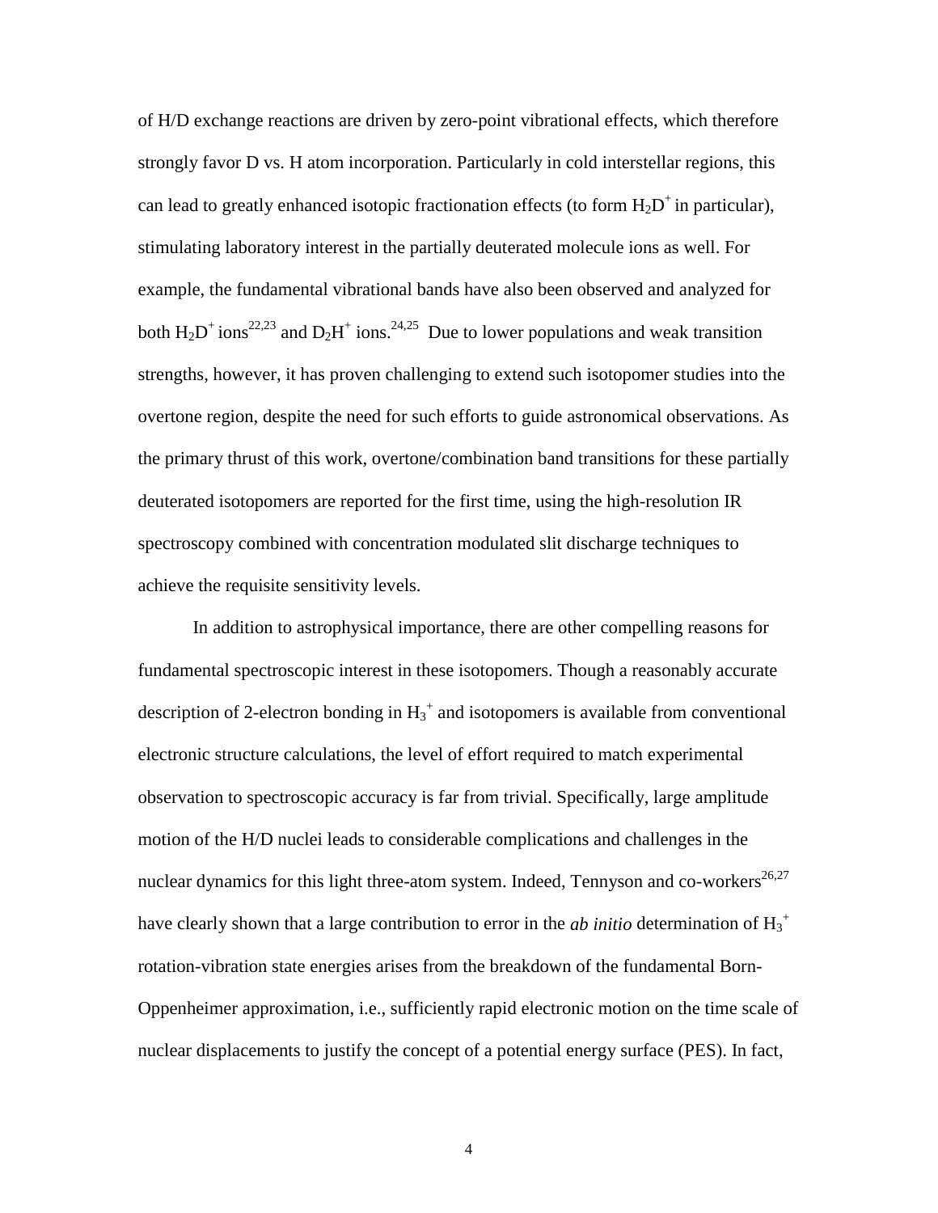of H/D exchange reactions are driven by zero-point vibrational effects, which therefore strongly favor D vs. H atom incorporation. Particularly in cold interstellar regions, this can lead to greatly enhanced isotopic fractionation effects (to form $H_2D^+$ in particular), stimulating laboratory interest in the partially deuterated molecule ions as well. For example, the fundamental vibrational bands have also been observed and analyzed for both $H_2D^+$ ions[22,23] and $D_2H^+$ ions.[24,25] Due to lower populations and weak transition strengths, however, it has proven challenging to extend such isotopomer studies into the overtone region, despite the need for such efforts to guide astronomical observations. As the primary thrust of this work, overtone/combination band transitions for these partially deuterated isotopomers are reported for the first time, using the high-resolution IR spectroscopy combined with concentration modulated slit discharge techniques to achieve the requisite sensitivity levels.

In addition to astrophysical importance, there are other compelling reasons for fundamental spectroscopic interest in these isotopomers. Though a reasonably accurate description of 2-electron bonding in $H_3^+$ and isotopomers is available from conventional electronic structure calculations, the level of effort required to match experimental observation to spectroscopic accuracy is far from trivial. Specifically, large amplitude motion of the H/D nuclei leads to considerable complications and challenges in the nuclear dynamics for this light three-atom system. Indeed, Tennyson and co-workers[26,27] have clearly shown that a large contribution to error in the *ab initio* determination of $H_3^+$ rotation-vibration state energies arises from the breakdown of the fundamental Born-Oppenheimer approximation, i.e., sufficiently rapid electronic motion on the time scale of nuclear displacements to justify the concept of a potential energy surface (PES). In fact,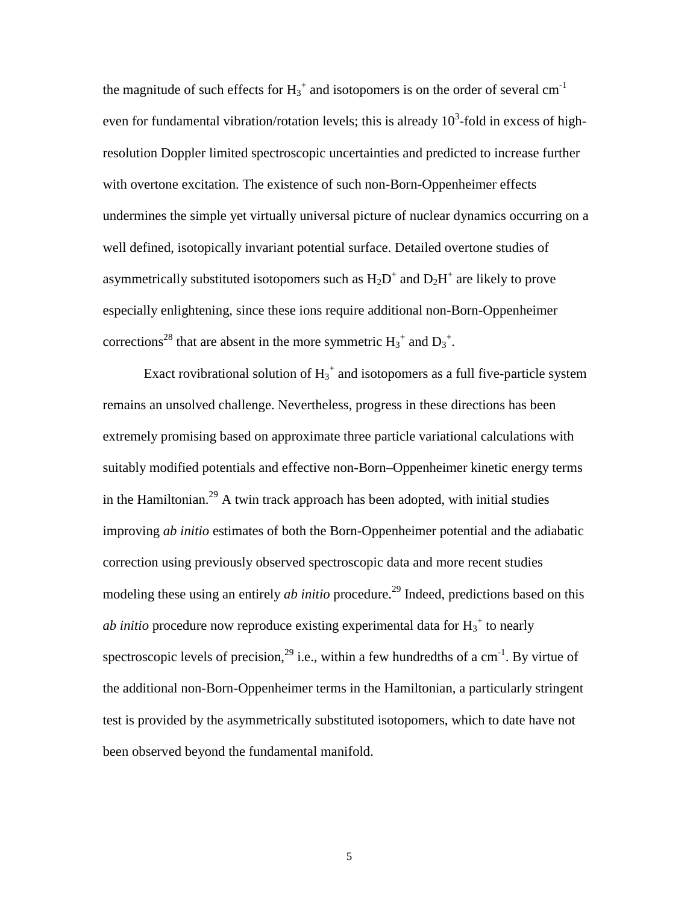the magnitude of such effects for $H_3^+$ and isotopomers is on the order of several $cm^{-1}$ even for fundamental vibration/rotation levels; this is already $10^3$-fold in excess of high-resolution Doppler limited spectroscopic uncertainties and predicted to increase further with overtone excitation. The existence of such non-Born-Oppenheimer effects undermines the simple yet virtually universal picture of nuclear dynamics occurring on a well defined, isotopically invariant potential surface. Detailed overtone studies of asymmetrically substituted isotopomers such as $H_2D^+$ and $D_2H^+$ are likely to prove especially enlightening, since these ions require additional non-Born-Oppenheimer corrections[28] that are absent in the more symmetric $H_3^+$ and $D_3^+$.

Exact rovibrational solution of $H_3^+$ and isotopomers as a full five-particle system remains an unsolved challenge. Nevertheless, progress in these directions has been extremely promising based on approximate three particle variational calculations with suitably modified potentials and effective non-Born–Oppenheimer kinetic energy terms in the Hamiltonian.[29] A twin track approach has been adopted, with initial studies improving *ab initio* estimates of both the Born-Oppenheimer potential and the adiabatic correction using previously observed spectroscopic data and more recent studies modeling these using an entirely *ab initio* procedure.[29] Indeed, predictions based on this *ab initio* procedure now reproduce existing experimental data for $H_3^+$ to nearly spectroscopic levels of precision,[29] i.e., within a few hundredths of a $cm^{-1}$. By virtue of the additional non-Born-Oppenheimer terms in the Hamiltonian, a particularly stringent test is provided by the asymmetrically substituted isotopomers, which to date have not been observed beyond the fundamental manifold.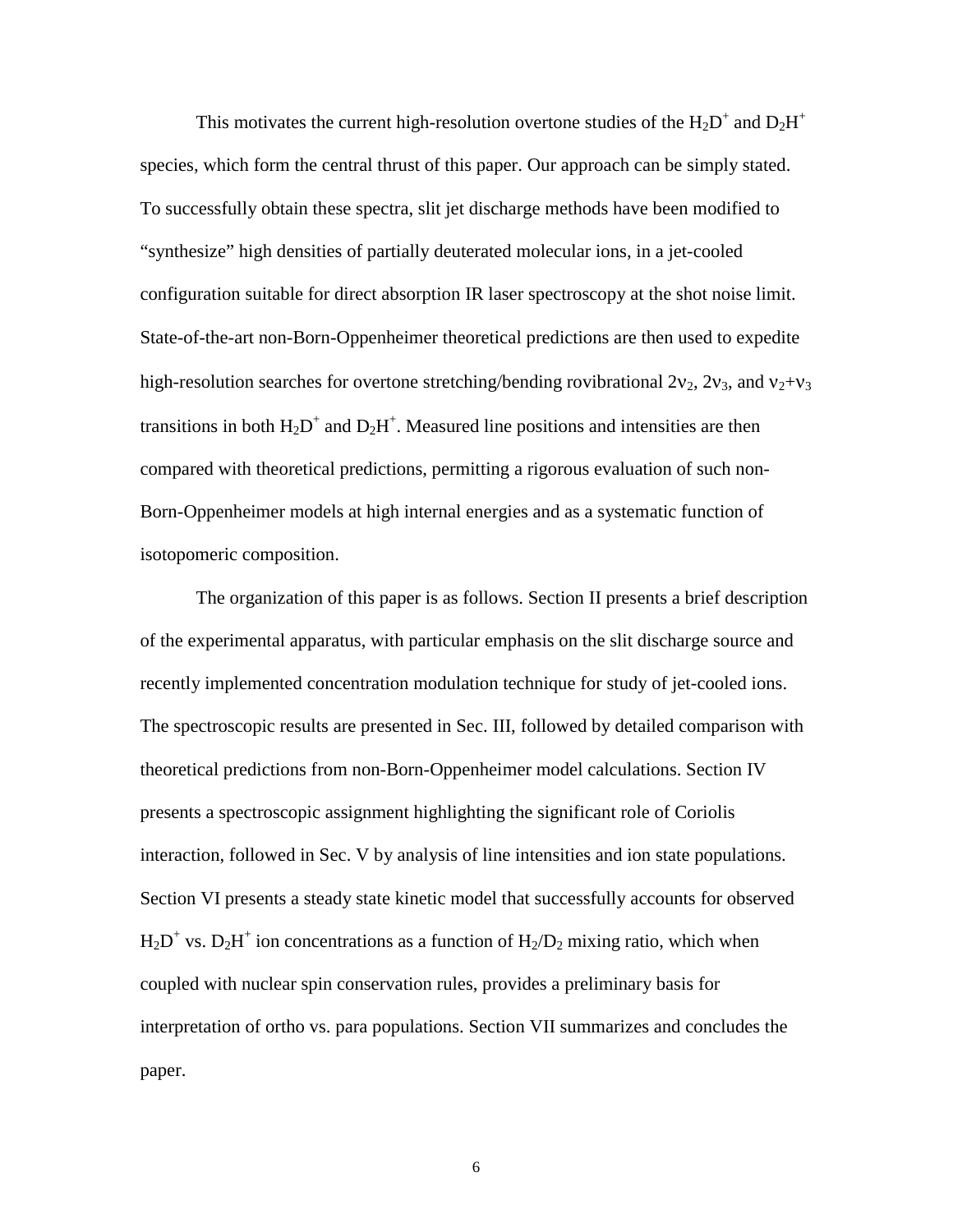This motivates the current high-resolution overtone studies of the $H_2D^+$ and $D_2H^+$ species, which form the central thrust of this paper. Our approach can be simply stated. To successfully obtain these spectra, slit jet discharge methods have been modified to "synthesize" high densities of partially deuterated molecular ions, in a jet-cooled configuration suitable for direct absorption IR laser spectroscopy at the shot noise limit. State-of-the-art non-Born-Oppenheimer theoretical predictions are then used to expedite high-resolution searches for overtone stretching/bending rovibrational $2\nu_2$, $2\nu_3$, and $\nu_2+\nu_3$ transitions in both $H_2D^+$ and $D_2H^+$. Measured line positions and intensities are then compared with theoretical predictions, permitting a rigorous evaluation of such non-Born-Oppenheimer models at high internal energies and as a systematic function of isotopomeric composition.

The organization of this paper is as follows. Section II presents a brief description of the experimental apparatus, with particular emphasis on the slit discharge source and recently implemented concentration modulation technique for study of jet-cooled ions. The spectroscopic results are presented in Sec. III, followed by detailed comparison with theoretical predictions from non-Born-Oppenheimer model calculations. Section IV presents a spectroscopic assignment highlighting the significant role of Coriolis interaction, followed in Sec. V by analysis of line intensities and ion state populations. Section VI presents a steady state kinetic model that successfully accounts for observed $H_2D^+$ vs. $D_2H^+$ ion concentrations as a function of $H_2/D_2$ mixing ratio, which when coupled with nuclear spin conservation rules, provides a preliminary basis for interpretation of ortho vs. para populations. Section VII summarizes and concludes the paper.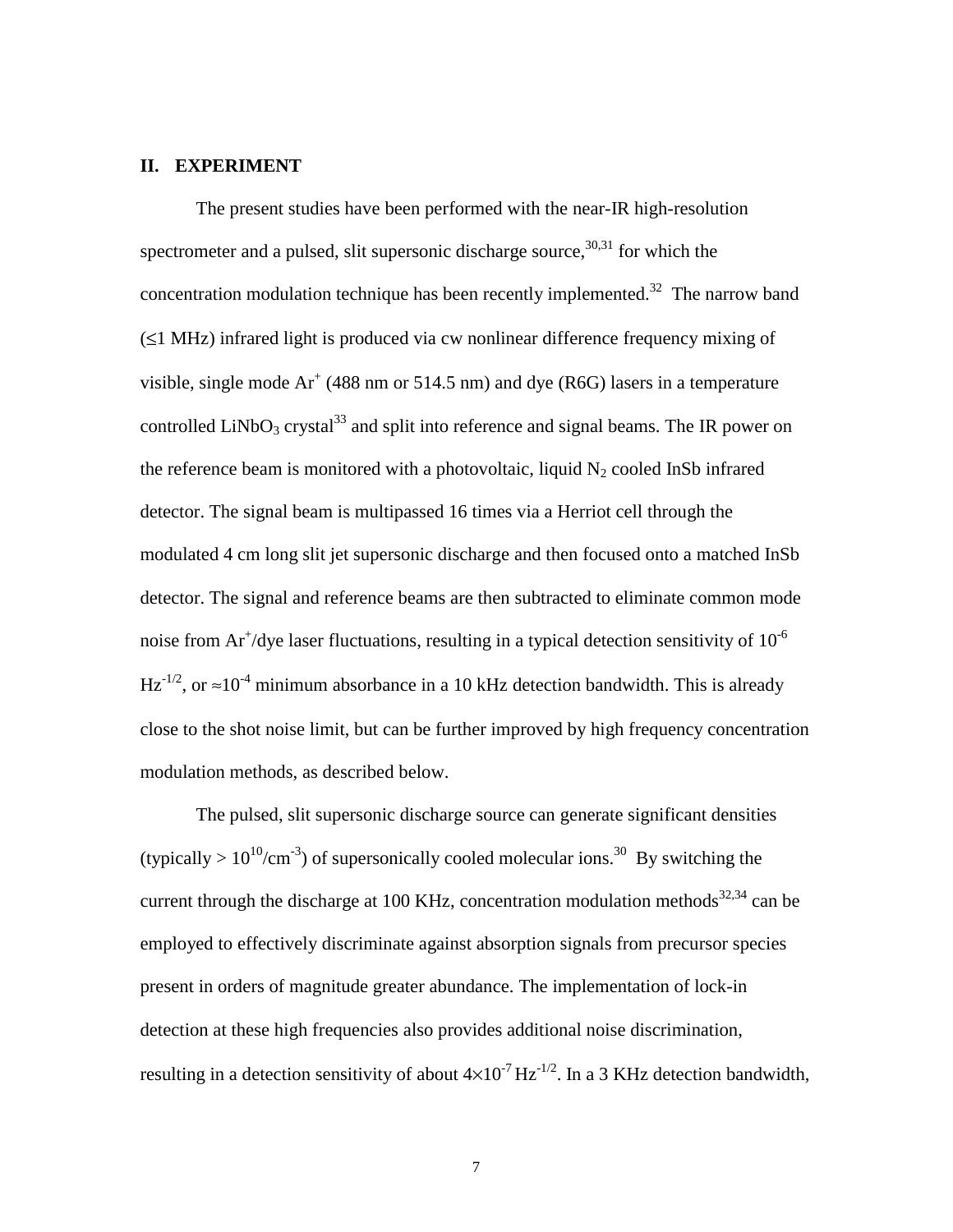## II. EXPERIMENT

The present studies have been performed with the near-IR high-resolution spectrometer and a pulsed, slit supersonic discharge source,[30,31] for which the concentration modulation technique has been recently implemented.[32] The narrow band (≤1 MHz) infrared light is produced via cw nonlinear difference frequency mixing of visible, single mode $Ar^+$ (488 nm or 514.5 nm) and dye (R6G) lasers in a temperature controlled $LiNbO_3$ crystal[33] and split into reference and signal beams. The IR power on the reference beam is monitored with a photovoltaic, liquid $N_2$ cooled InSb infrared detector. The signal beam is multipassed 16 times via a Herriot cell through the modulated 4 cm long slit jet supersonic discharge and then focused onto a matched InSb detector. The signal and reference beams are then subtracted to eliminate common mode noise from $Ar^+$/dye laser fluctuations, resulting in a typical detection sensitivity of $10^{-6}$ $Hz^{-1/2}$, or $\approx 10^{-4}$ minimum absorbance in a 10 kHz detection bandwidth. This is already close to the shot noise limit, but can be further improved by high frequency concentration modulation methods, as described below.

The pulsed, slit supersonic discharge source can generate significant densities (typically > $10^{10}$/$cm^{-3}$) of supersonically cooled molecular ions.[30] By switching the current through the discharge at 100 KHz, concentration modulation methods[32,34] can be employed to effectively discriminate against absorption signals from precursor species present in orders of magnitude greater abundance. The implementation of lock-in detection at these high frequencies also provides additional noise discrimination, resulting in a detection sensitivity of about $4\times10^{-7}$ $Hz^{-1/2}$. In a 3 KHz detection bandwidth,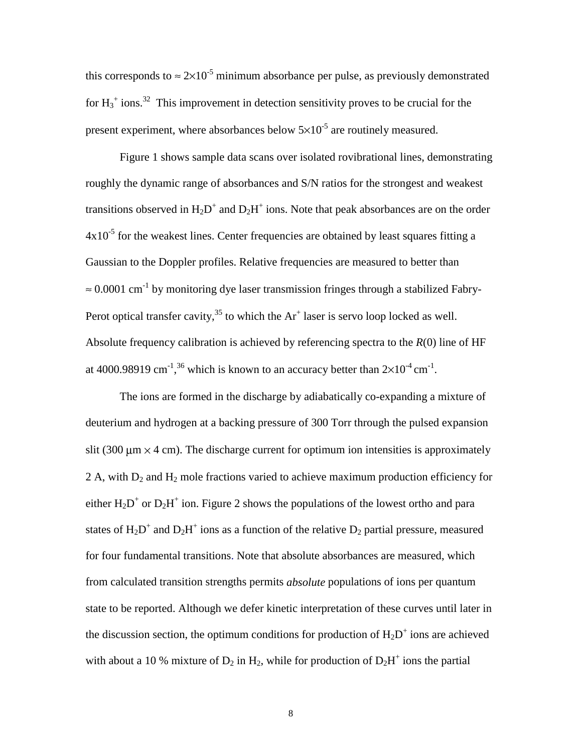this corresponds to $\approx 2\times10^{-5}$ minimum absorbance per pulse, as previously demonstrated for $H_3^+$ ions.[32] This improvement in detection sensitivity proves to be crucial for the present experiment, where absorbances below $5\times10^{-5}$ are routinely measured.

Figure 1 shows sample data scans over isolated rovibrational lines, demonstrating roughly the dynamic range of absorbances and S/N ratios for the strongest and weakest transitions observed in $H_2D^+$ and $D_2H^+$ ions. Note that peak absorbances are on the order $4\text{x}10^{-5}$ for the weakest lines. Center frequencies are obtained by least squares fitting a Gaussian to the Doppler profiles. Relative frequencies are measured to better than $\approx 0.0001$ cm$^{-1}$ by monitoring dye laser transmission fringes through a stabilized Fabry-Perot optical transfer cavity,[35] to which the $Ar^+$ laser is servo loop locked as well. Absolute frequency calibration is achieved by referencing spectra to the *R*(0) line of HF at 4000.98919 cm$^{-1}$,[36] which is known to an accuracy better than $2\times10^{-4}$ cm$^{-1}$.

The ions are formed in the discharge by adiabatically co-expanding a mixture of deuterium and hydrogen at a backing pressure of 300 Torr through the pulsed expansion slit (300 $\mu$m $\times$ 4 cm). The discharge current for optimum ion intensities is approximately 2 A, with $D_2$ and $H_2$ mole fractions varied to achieve maximum production efficiency for either $H_2D^+$ or $D_2H^+$ ion. Figure 2 shows the populations of the lowest ortho and para states of $H_2D^+$ and $D_2H^+$ ions as a function of the relative $D_2$ partial pressure, measured for four fundamental transitions. Note that absolute absorbances are measured, which from calculated transition strengths permits *absolute* populations of ions per quantum state to be reported. Although we defer kinetic interpretation of these curves until later in the discussion section, the optimum conditions for production of $H_2D^+$ ions are achieved with about a 10 % mixture of $D_2$ in $H_2$, while for production of $D_2H^+$ ions the partial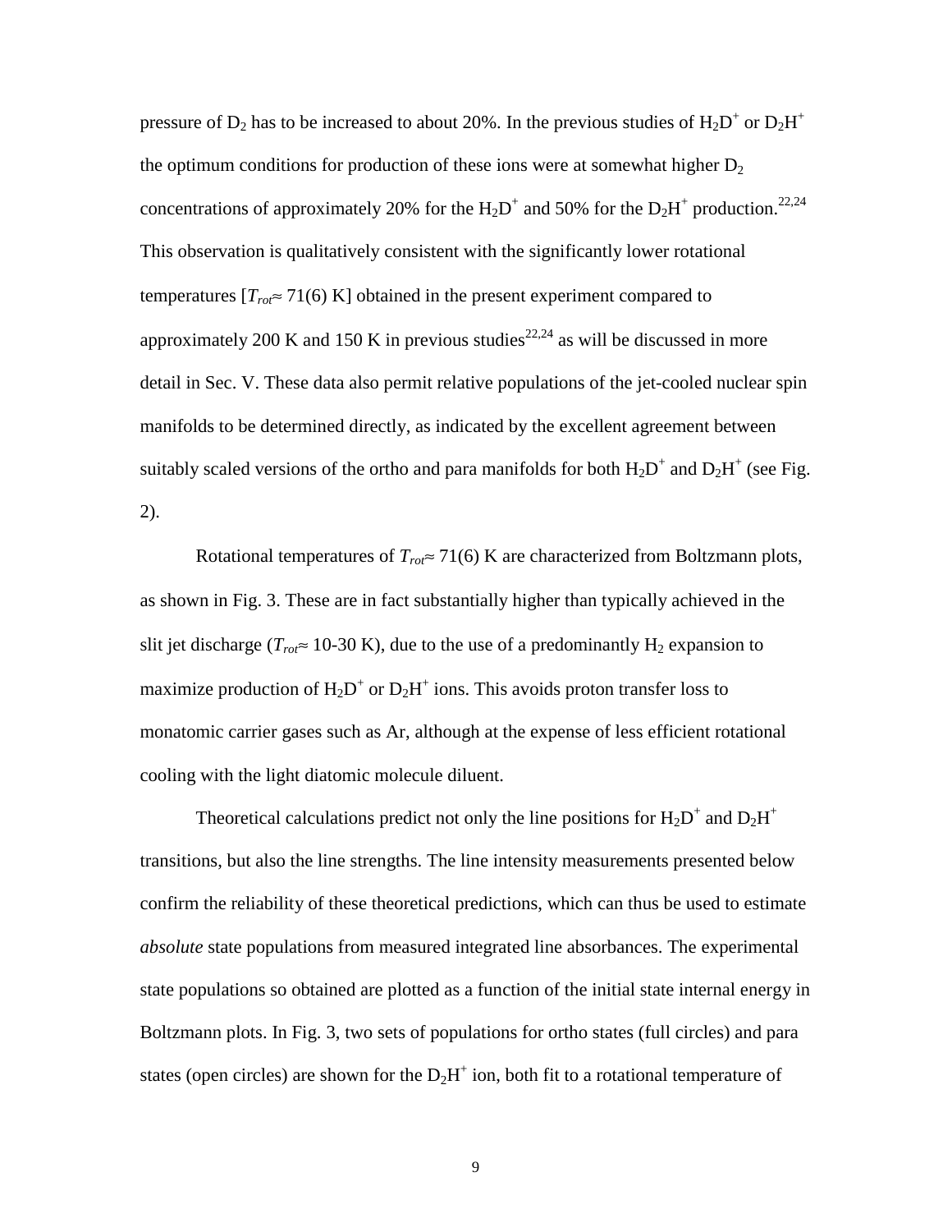pressure of $D_2$ has to be increased to about 20%. In the previous studies of $H_2D^+$ or $D_2H^+$ the optimum conditions for production of these ions were at somewhat higher $D_2$ concentrations of approximately 20% for the $H_2D^+$ and 50% for the $D_2H^+$ production.[22,24] This observation is qualitatively consistent with the significantly lower rotational temperatures [$T_{rot} \approx 71(6)$ K] obtained in the present experiment compared to approximately 200 K and 150 K in previous studies[22,24] as will be discussed in more detail in Sec. V. These data also permit relative populations of the jet-cooled nuclear spin manifolds to be determined directly, as indicated by the excellent agreement between suitably scaled versions of the ortho and para manifolds for both $H_2D^+$ and $D_2H^+$ (see Fig. 2).

Rotational temperatures of $T_{rot} \approx 71(6)$ K are characterized from Boltzmann plots, as shown in Fig. 3. These are in fact substantially higher than typically achieved in the slit jet discharge ($T_{rot} \approx$ 10-30 K), due to the use of a predominantly $H_2$ expansion to maximize production of $H_2D^+$ or $D_2H^+$ ions. This avoids proton transfer loss to monatomic carrier gases such as Ar, although at the expense of less efficient rotational cooling with the light diatomic molecule diluent.

Theoretical calculations predict not only the line positions for $H_2D^+$ and $D_2H^+$ transitions, but also the line strengths. The line intensity measurements presented below confirm the reliability of these theoretical predictions, which can thus be used to estimate *absolute* state populations from measured integrated line absorbances. The experimental state populations so obtained are plotted as a function of the initial state internal energy in Boltzmann plots. In Fig. 3, two sets of populations for ortho states (full circles) and para states (open circles) are shown for the $D_2H^+$ ion, both fit to a rotational temperature of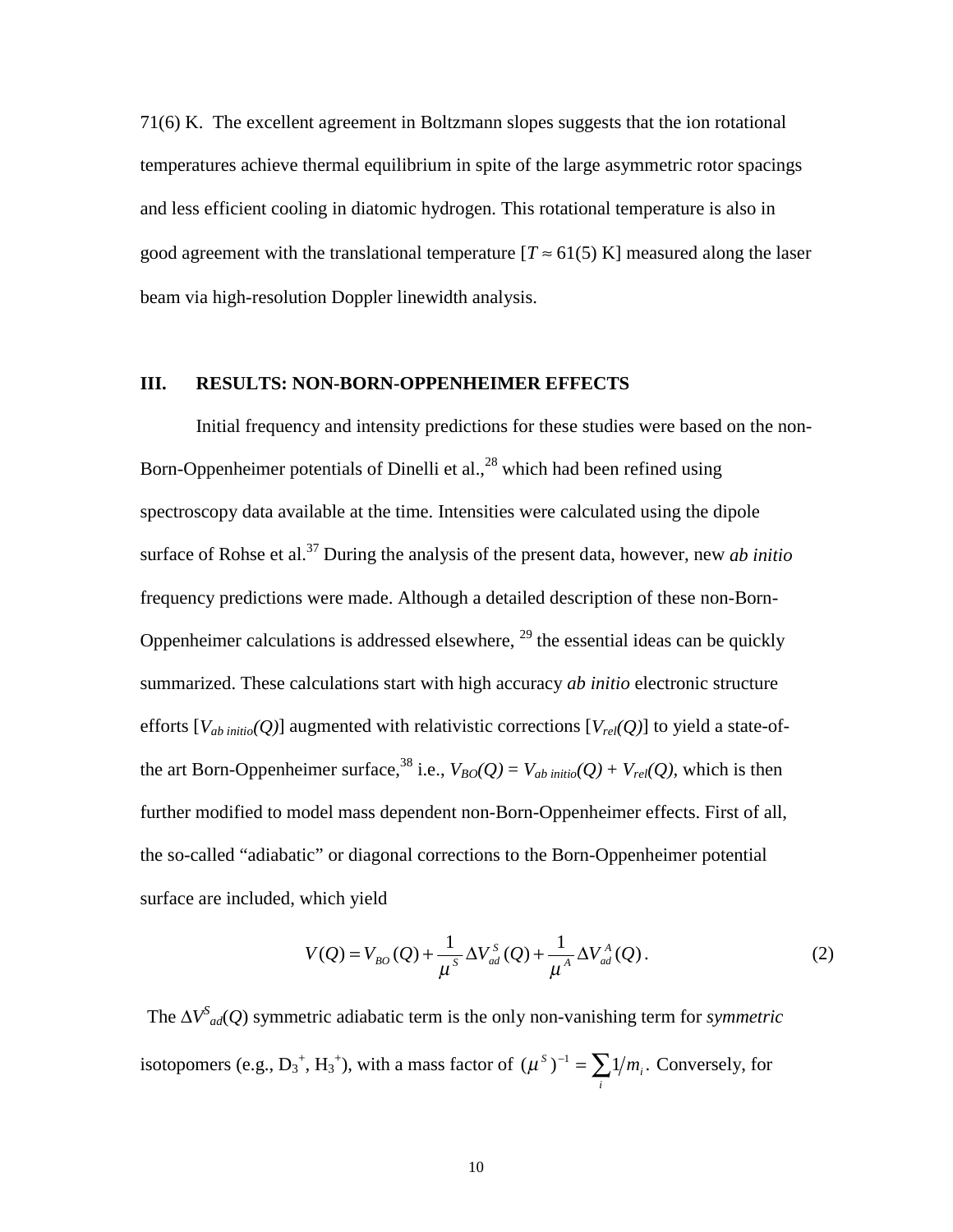71(6) K. The excellent agreement in Boltzmann slopes suggests that the ion rotational temperatures achieve thermal equilibrium in spite of the large asymmetric rotor spacings and less efficient cooling in diatomic hydrogen. This rotational temperature is also in good agreement with the translational temperature [$T \approx 61(5)$ K] measured along the laser beam via high-resolution Doppler linewidth analysis.

## III. RESULTS: NON-BORN-OPPENHEIMER EFFECTS

Initial frequency and intensity predictions for these studies were based on the non-Born-Oppenheimer potentials of Dinelli et al.,[28] which had been refined using spectroscopy data available at the time. Intensities were calculated using the dipole surface of Rohse et al.[37] During the analysis of the present data, however, new *ab initio* frequency predictions were made. Although a detailed description of these non-Born-Oppenheimer calculations is addressed elsewhere, [29] the essential ideas can be quickly summarized. These calculations start with high accuracy *ab initio* electronic structure efforts [$V_{ab\ initio}(Q)$] augmented with relativistic corrections [$V_{rel}(Q)$] to yield a state-of-the art Born-Oppenheimer surface,[38] i.e., $V_{BO}(Q) = V_{ab\ initio}(Q) + V_{rel}(Q)$, which is then further modified to model mass dependent non-Born-Oppenheimer effects. First of all, the so-called "adiabatic" or diagonal corrections to the Born-Oppenheimer potential surface are included, which yield

$$V(Q) = V_{BO}(Q) + \frac{1}{\mu^S}\Delta V_{ad}^S(Q) + \frac{1}{\mu^A}\Delta V_{ad}^A(Q). \tag{2}$$

The $\Delta V^S_{ad}(Q)$ symmetric adiabatic term is the only non-vanishing term for *symmetric* isotopomers (e.g., $D_3^+$, $H_3^+$), with a mass factor of $(\mu^S)^{-1} = \sum_i 1/m_i$. Conversely, for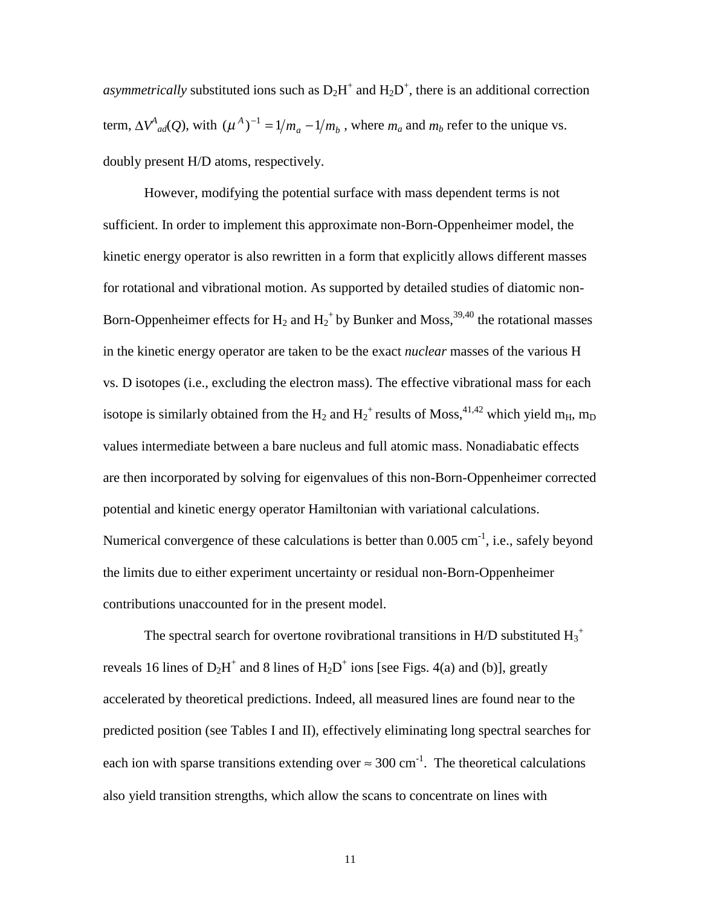*asymmetrically* substituted ions such as $D_2H^+$ and $H_2D^+$, there is an additional correction term, $\Delta V^A{}_{ad}(Q)$, with $(\mu^A)^{-1} = 1/m_a - 1/m_b$ , where $m_a$ and $m_b$ refer to the unique vs. doubly present H/D atoms, respectively.

However, modifying the potential surface with mass dependent terms is not sufficient. In order to implement this approximate non-Born-Oppenheimer model, the kinetic energy operator is also rewritten in a form that explicitly allows different masses for rotational and vibrational motion. As supported by detailed studies of diatomic non-Born-Oppenheimer effects for $H_2$ and $H_2^+$ by Bunker and Moss,[39,40] the rotational masses in the kinetic energy operator are taken to be the exact *nuclear* masses of the various H vs. D isotopes (i.e., excluding the electron mass). The effective vibrational mass for each isotope is similarly obtained from the $H_2$ and $H_2^+$ results of Moss,[41,42] which yield $m_H$, $m_D$ values intermediate between a bare nucleus and full atomic mass. Nonadiabatic effects are then incorporated by solving for eigenvalues of this non-Born-Oppenheimer corrected potential and kinetic energy operator Hamiltonian with variational calculations. Numerical convergence of these calculations is better than 0.005 $cm^{-1}$, i.e., safely beyond the limits due to either experiment uncertainty or residual non-Born-Oppenheimer contributions unaccounted for in the present model.

The spectral search for overtone rovibrational transitions in H/D substituted $H_3^+$ reveals 16 lines of $D_2H^+$ and 8 lines of $H_2D^+$ ions [see Figs. 4(a) and (b)], greatly accelerated by theoretical predictions. Indeed, all measured lines are found near to the predicted position (see Tables I and II), effectively eliminating long spectral searches for each ion with sparse transitions extending over ≈ 300 $cm^{-1}$. The theoretical calculations also yield transition strengths, which allow the scans to concentrate on lines with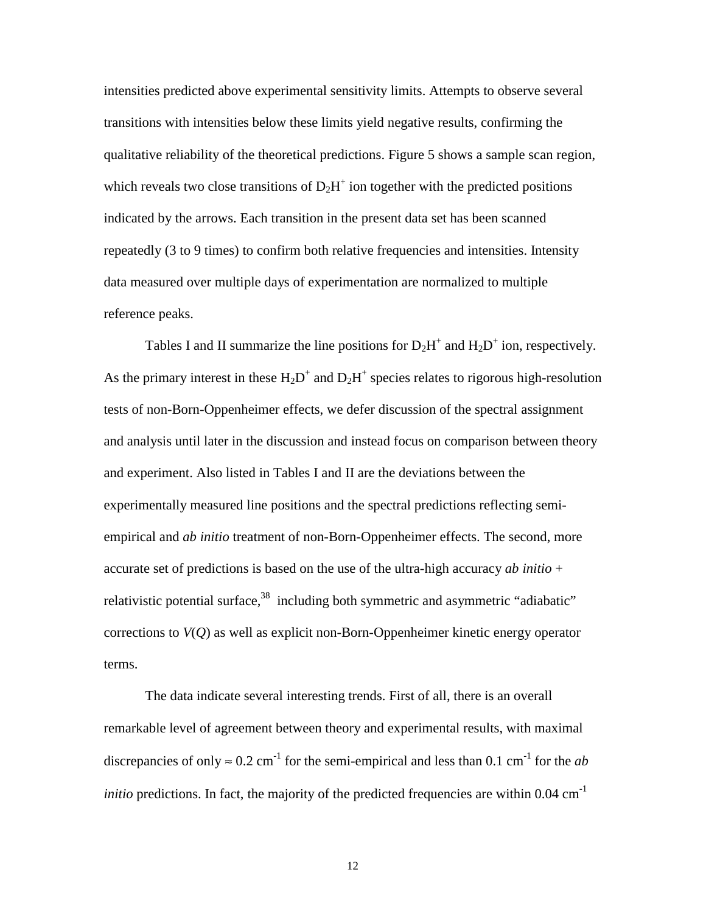intensities predicted above experimental sensitivity limits. Attempts to observe several transitions with intensities below these limits yield negative results, confirming the qualitative reliability of the theoretical predictions. Figure 5 shows a sample scan region, which reveals two close transitions of $D_2H^+$ ion together with the predicted positions indicated by the arrows. Each transition in the present data set has been scanned repeatedly (3 to 9 times) to confirm both relative frequencies and intensities. Intensity data measured over multiple days of experimentation are normalized to multiple reference peaks.

Tables I and II summarize the line positions for $D_2H^+$ and $H_2D^+$ ion, respectively. As the primary interest in these $H_2D^+$ and $D_2H^+$ species relates to rigorous high-resolution tests of non-Born-Oppenheimer effects, we defer discussion of the spectral assignment and analysis until later in the discussion and instead focus on comparison between theory and experiment. Also listed in Tables I and II are the deviations between the experimentally measured line positions and the spectral predictions reflecting semi-empirical and *ab initio* treatment of non-Born-Oppenheimer effects. The second, more accurate set of predictions is based on the use of the ultra-high accuracy *ab initio* + relativistic potential surface,[38] including both symmetric and asymmetric "adiabatic" corrections to $V(Q)$ as well as explicit non-Born-Oppenheimer kinetic energy operator terms.

The data indicate several interesting trends. First of all, there is an overall remarkable level of agreement between theory and experimental results, with maximal discrepancies of only $\approx 0.2$ cm$^{-1}$ for the semi-empirical and less than 0.1 cm$^{-1}$ for the *ab initio* predictions. In fact, the majority of the predicted frequencies are within 0.04 cm$^{-1}$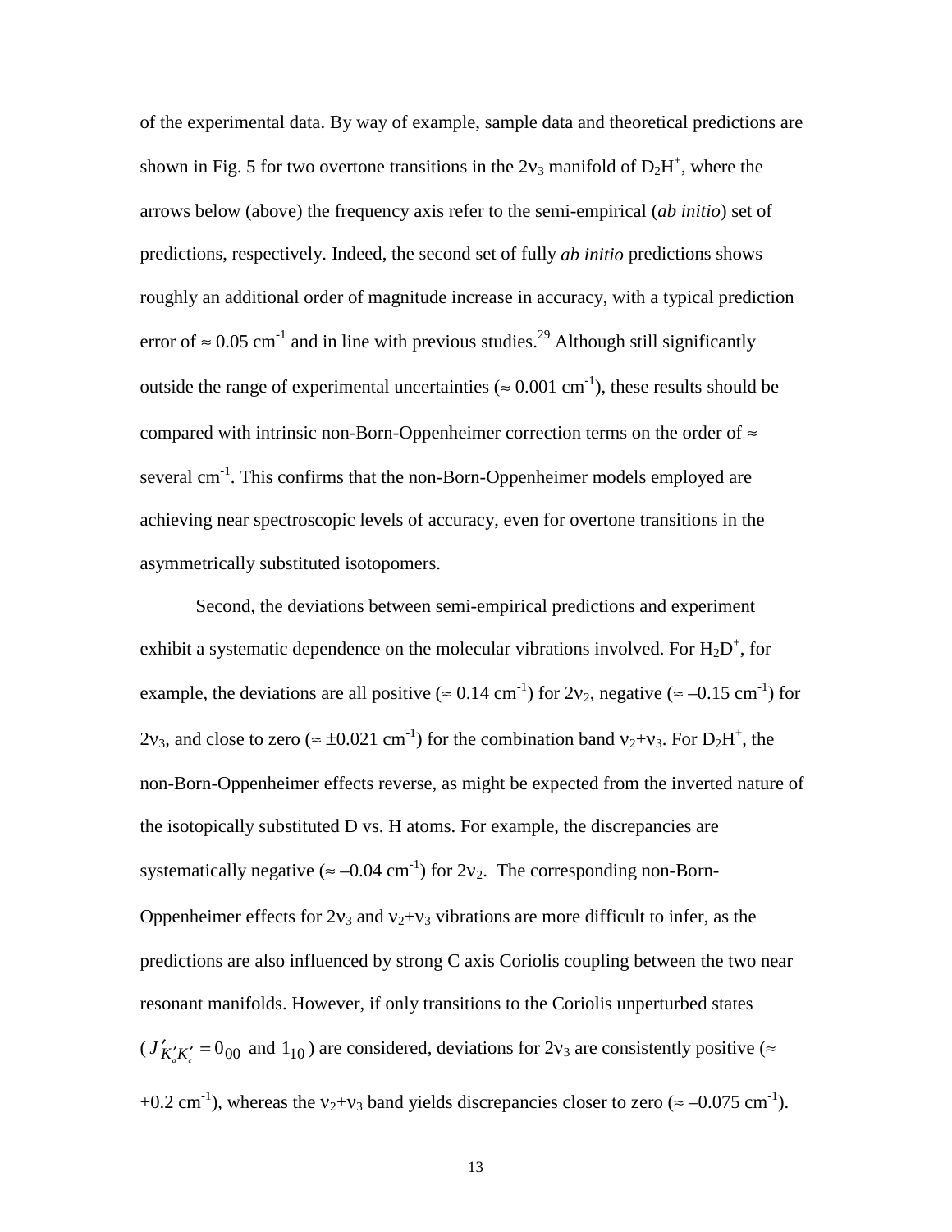of the experimental data. By way of example, sample data and theoretical predictions are shown in Fig. 5 for two overtone transitions in the $2\nu_3$ manifold of $D_2H^+$, where the arrows below (above) the frequency axis refer to the semi-empirical (*ab initio*) set of predictions, respectively. Indeed, the second set of fully *ab initio* predictions shows roughly an additional order of magnitude increase in accuracy, with a typical prediction error of $\approx 0.05$ cm$^{-1}$ and in line with previous studies.[29] Although still significantly outside the range of experimental uncertainties ($\approx 0.001$ cm$^{-1}$), these results should be compared with intrinsic non-Born-Oppenheimer correction terms on the order of $\approx$ several cm$^{-1}$. This confirms that the non-Born-Oppenheimer models employed are achieving near spectroscopic levels of accuracy, even for overtone transitions in the asymmetrically substituted isotopomers.

Second, the deviations between semi-empirical predictions and experiment exhibit a systematic dependence on the molecular vibrations involved. For $H_2D^+$, for example, the deviations are all positive ($\approx 0.14$ cm$^{-1}$) for $2\nu_2$, negative ($\approx -0.15$ cm$^{-1}$) for $2\nu_3$, and close to zero ($\approx \pm 0.021$ cm$^{-1}$) for the combination band $\nu_2+\nu_3$. For $D_2H^+$, the non-Born-Oppenheimer effects reverse, as might be expected from the inverted nature of the isotopically substituted D vs. H atoms. For example, the discrepancies are systematically negative ($\approx -0.04$ cm$^{-1}$) for $2\nu_2$. The corresponding non-Born-Oppenheimer effects for $2\nu_3$ and $\nu_2+\nu_3$ vibrations are more difficult to infer, as the predictions are also influenced by strong C axis Coriolis coupling between the two near resonant manifolds. However, if only transitions to the Coriolis unperturbed states ($J'_{K_a'K_c'} = 0_{00}$ and $1_{10}$) are considered, deviations for $2\nu_3$ are consistently positive ($\approx$ $+0.2$ cm$^{-1}$), whereas the $\nu_2+\nu_3$ band yields discrepancies closer to zero ($\approx -0.075$ cm$^{-1}$).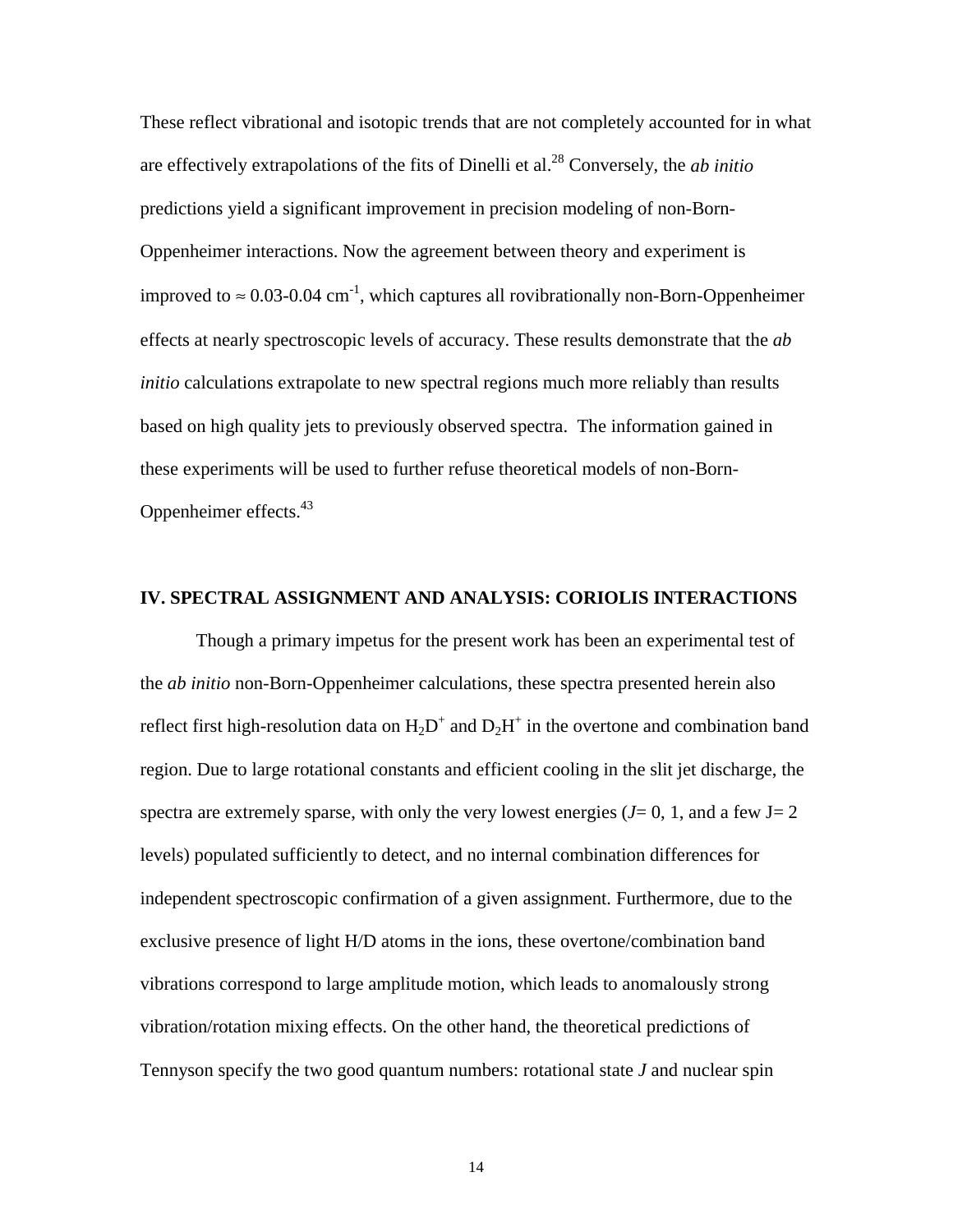These reflect vibrational and isotopic trends that are not completely accounted for in what are effectively extrapolations of the fits of Dinelli et al.[28] Conversely, the *ab initio* predictions yield a significant improvement in precision modeling of non-Born-Oppenheimer interactions. Now the agreement between theory and experiment is improved to ≈ 0.03-0.04 $cm^{-1}$, which captures all rovibrationally non-Born-Oppenheimer effects at nearly spectroscopic levels of accuracy. These results demonstrate that the *ab initio* calculations extrapolate to new spectral regions much more reliably than results based on high quality jets to previously observed spectra. The information gained in these experiments will be used to further refuse theoretical models of non-Born-Oppenheimer effects.[43]

## IV. SPECTRAL ASSIGNMENT AND ANALYSIS: CORIOLIS INTERACTIONS

Though a primary impetus for the present work has been an experimental test of the *ab initio* non-Born-Oppenheimer calculations, these spectra presented herein also reflect first high-resolution data on $H_2D^+$ and $D_2H^+$ in the overtone and combination band region. Due to large rotational constants and efficient cooling in the slit jet discharge, the spectra are extremely sparse, with only the very lowest energies ($J$= 0, 1, and a few J= 2 levels) populated sufficiently to detect, and no internal combination differences for independent spectroscopic confirmation of a given assignment. Furthermore, due to the exclusive presence of light H/D atoms in the ions, these overtone/combination band vibrations correspond to large amplitude motion, which leads to anomalously strong vibration/rotation mixing effects. On the other hand, the theoretical predictions of Tennyson specify the two good quantum numbers: rotational state $J$ and nuclear spin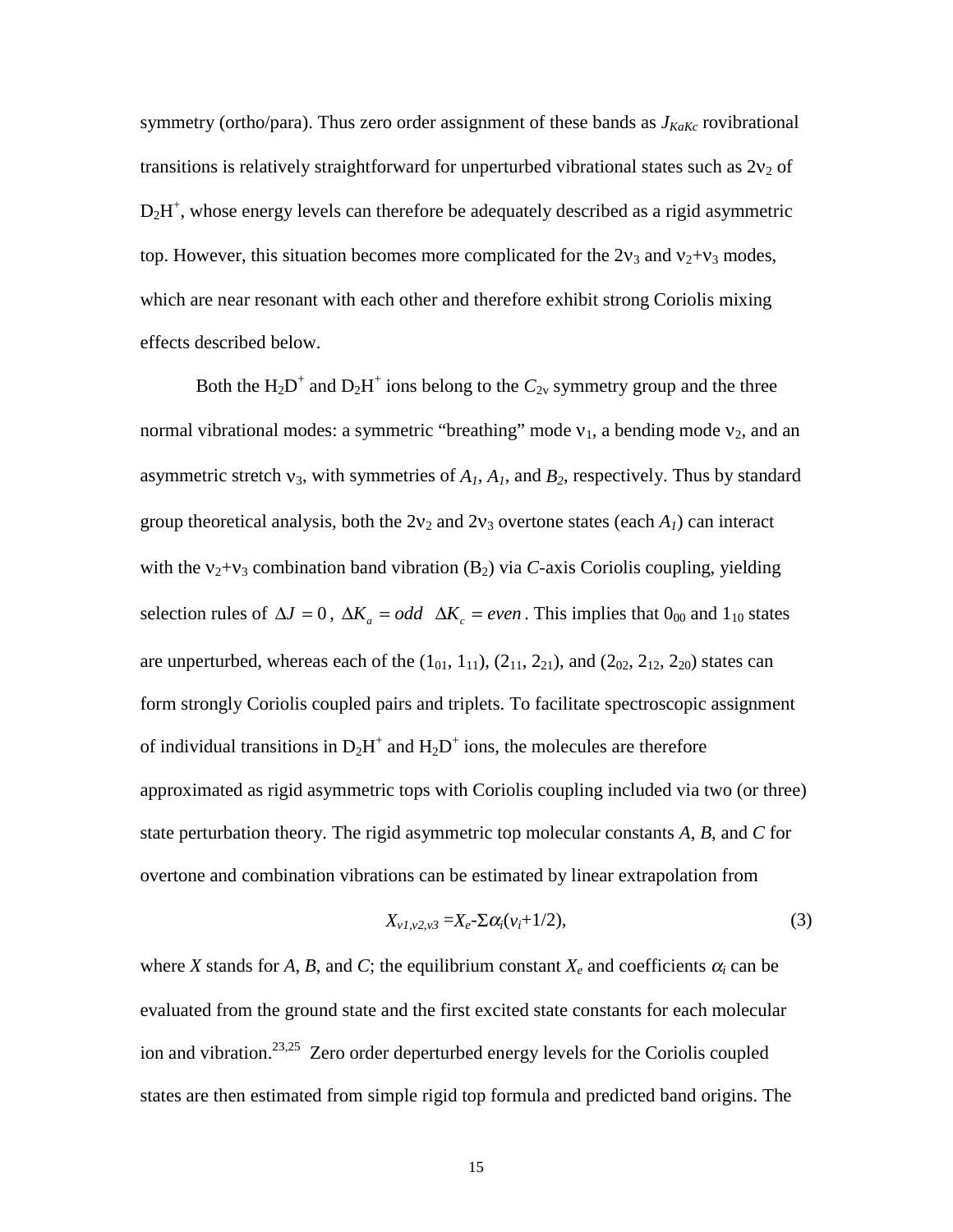symmetry (ortho/para). Thus zero order assignment of these bands as $J_{KaKc}$ rovibrational transitions is relatively straightforward for unperturbed vibrational states such as $2\nu_2$ of $D_2H^+$, whose energy levels can therefore be adequately described as a rigid asymmetric top. However, this situation becomes more complicated for the $2\nu_3$ and $\nu_2+\nu_3$ modes, which are near resonant with each other and therefore exhibit strong Coriolis mixing effects described below.

Both the $H_2D^+$ and $D_2H^+$ ions belong to the $C_{2v}$ symmetry group and the three normal vibrational modes: a symmetric "breathing" mode $\nu_1$, a bending mode $\nu_2$, and an asymmetric stretch $\nu_3$, with symmetries of $A_1$, $A_1$, and $B_2$, respectively. Thus by standard group theoretical analysis, both the $2\nu_2$ and $2\nu_3$ overtone states (each $A_1$) can interact with the $\nu_2+\nu_3$ combination band vibration ($B_2$) via $C$-axis Coriolis coupling, yielding selection rules of $\Delta J = 0$, $\Delta K_a = odd$ $\Delta K_c = even$. This implies that $0_{00}$ and $1_{10}$ states are unperturbed, whereas each of the ($1_{01}$, $1_{11}$), ($2_{11}$, $2_{21}$), and ($2_{02}$, $2_{12}$, $2_{20}$) states can form strongly Coriolis coupled pairs and triplets. To facilitate spectroscopic assignment of individual transitions in $D_2H^+$ and $H_2D^+$ ions, the molecules are therefore approximated as rigid asymmetric tops with Coriolis coupling included via two (or three) state perturbation theory. The rigid asymmetric top molecular constants $A$, $B$, and $C$ for overtone and combination vibrations can be estimated by linear extrapolation from

$$X_{v1,v2,v3} = X_e - \Sigma\alpha_i(v_i+1/2), \tag{3}$$

where $X$ stands for $A$, $B$, and $C$; the equilibrium constant $X_e$ and coefficients $\alpha_i$ can be evaluated from the ground state and the first excited state constants for each molecular ion and vibration.[23,25] Zero order deperturbed energy levels for the Coriolis coupled states are then estimated from simple rigid top formula and predicted band origins. The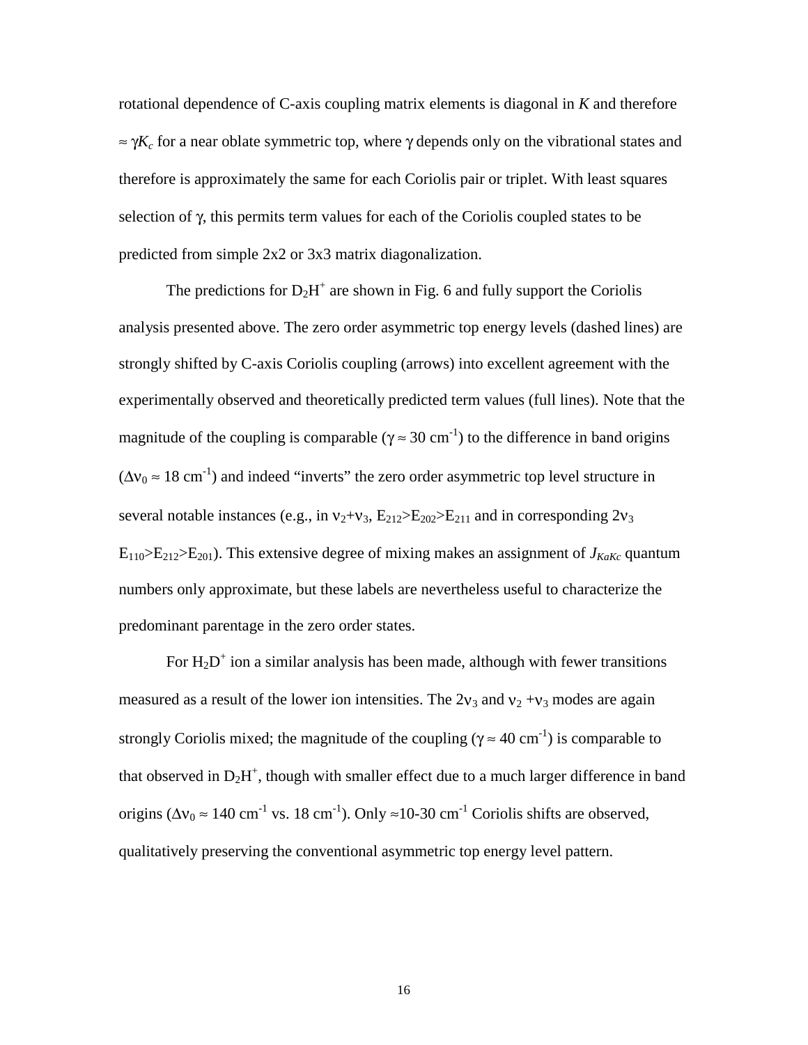rotational dependence of C-axis coupling matrix elements is diagonal in $K$ and therefore $\approx \gamma K_c$ for a near oblate symmetric top, where $\gamma$ depends only on the vibrational states and therefore is approximately the same for each Coriolis pair or triplet. With least squares selection of $\gamma$, this permits term values for each of the Coriolis coupled states to be predicted from simple 2x2 or 3x3 matrix diagonalization.

The predictions for $D_2H^+$ are shown in Fig. 6 and fully support the Coriolis analysis presented above. The zero order asymmetric top energy levels (dashed lines) are strongly shifted by C-axis Coriolis coupling (arrows) into excellent agreement with the experimentally observed and theoretically predicted term values (full lines). Note that the magnitude of the coupling is comparable ($\gamma \approx 30$ cm$^{-1}$) to the difference in band origins ($\Delta\nu_0 \approx 18$ cm$^{-1}$) and indeed "inverts" the zero order asymmetric top level structure in several notable instances (e.g., in $\nu_2+\nu_3$, $E_{212}>E_{202}>E_{211}$ and in corresponding $2\nu_3$ $E_{110}>E_{212}>E_{201}$). This extensive degree of mixing makes an assignment of $J_{KaKc}$ quantum numbers only approximate, but these labels are nevertheless useful to characterize the predominant parentage in the zero order states.

For $H_2D^+$ ion a similar analysis has been made, although with fewer transitions measured as a result of the lower ion intensities. The $2\nu_3$ and $\nu_2 + \nu_3$ modes are again strongly Coriolis mixed; the magnitude of the coupling ($\gamma \approx 40$ cm$^{-1}$) is comparable to that observed in $D_2H^+$, though with smaller effect due to a much larger difference in band origins ($\Delta\nu_0 \approx 140$ cm$^{-1}$ vs. 18 cm$^{-1}$). Only $\approx$10-30 cm$^{-1}$ Coriolis shifts are observed, qualitatively preserving the conventional asymmetric top energy level pattern.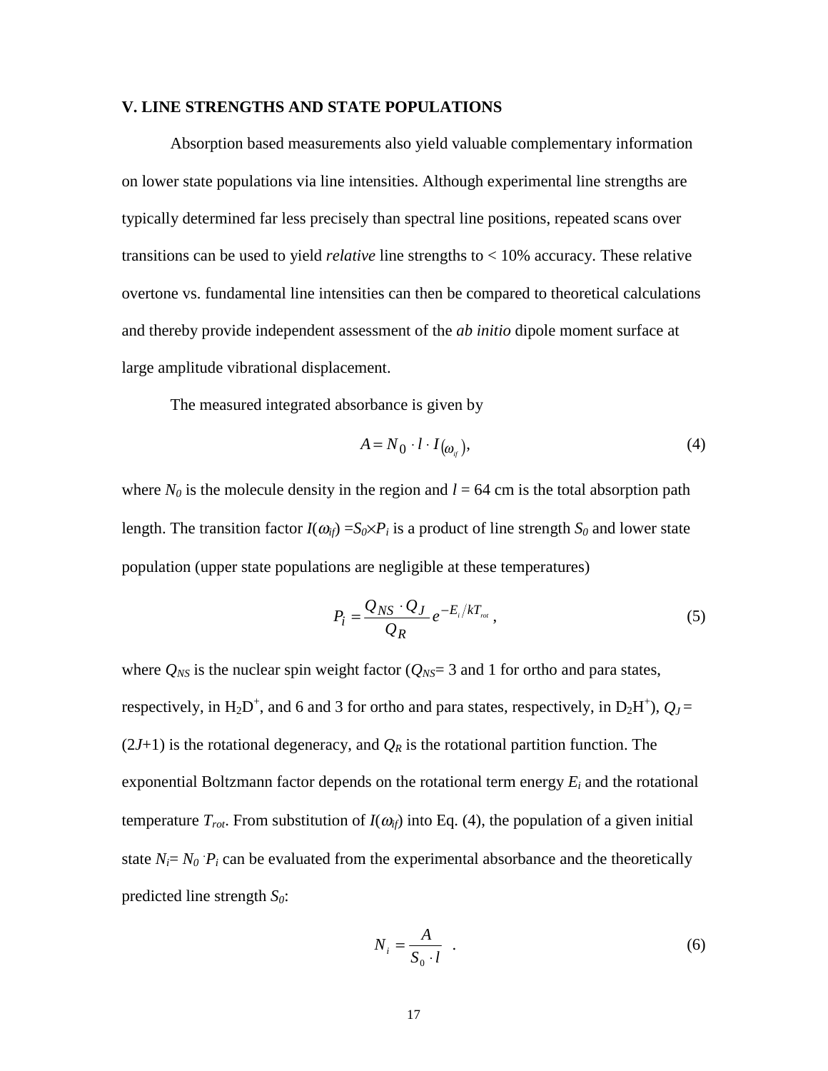## V. LINE STRENGTHS AND STATE POPULATIONS

Absorption based measurements also yield valuable complementary information on lower state populations via line intensities. Although experimental line strengths are typically determined far less precisely than spectral line positions, repeated scans over transitions can be used to yield *relative* line strengths to < 10% accuracy. These relative overtone vs. fundamental line intensities can then be compared to theoretical calculations and thereby provide independent assessment of the *ab initio* dipole moment surface at large amplitude vibrational displacement.

The measured integrated absorbance is given by

$$A = N_0 \cdot l \cdot I(\omega_{if}), \tag{4}$$

where $N_0$ is the molecule density in the region and $l$ = 64 cm is the total absorption path length. The transition factor $I(\omega_{if}) = S_0 \times P_i$ is a product of line strength $S_0$ and lower state population (upper state populations are negligible at these temperatures)

$$P_i = \frac{Q_{NS} \cdot Q_J}{Q_R} e^{-E_i / kT_{rot}}, \tag{5}$$

where $Q_{NS}$ is the nuclear spin weight factor ($Q_{NS}$= 3 and 1 for ortho and para states, respectively, in $H_2D^+$, and 6 and 3 for ortho and para states, respectively, in $D_2H^+$), $Q_J$ = ($2J$+1) is the rotational degeneracy, and $Q_R$ is the rotational partition function. The exponential Boltzmann factor depends on the rotational term energy $E_i$ and the rotational temperature $T_{rot}$. From substitution of $I(\omega_{if})$ into Eq. (4), the population of a given initial state $N_i = N_0 \cdot P_i$ can be evaluated from the experimental absorbance and the theoretically predicted line strength $S_0$:

$$N_i = \frac{A}{S_0 \cdot l} \quad . \tag{6}$$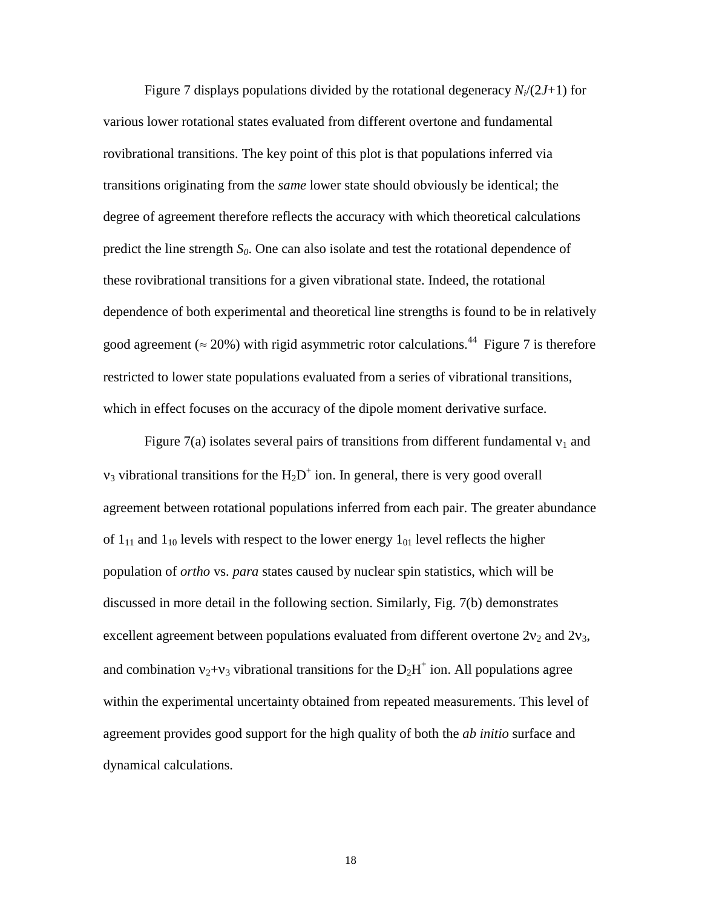Figure 7 displays populations divided by the rotational degeneracy $N_i/(2J+1)$ for various lower rotational states evaluated from different overtone and fundamental rovibrational transitions. The key point of this plot is that populations inferred via transitions originating from the *same* lower state should obviously be identical; the degree of agreement therefore reflects the accuracy with which theoretical calculations predict the line strength $S_0$. One can also isolate and test the rotational dependence of these rovibrational transitions for a given vibrational state. Indeed, the rotational dependence of both experimental and theoretical line strengths is found to be in relatively good agreement ($\approx$ 20%) with rigid asymmetric rotor calculations.[44] Figure 7 is therefore restricted to lower state populations evaluated from a series of vibrational transitions, which in effect focuses on the accuracy of the dipole moment derivative surface.

Figure 7(a) isolates several pairs of transitions from different fundamental $\nu_1$ and $\nu_3$ vibrational transitions for the $H_2D^+$ ion. In general, there is very good overall agreement between rotational populations inferred from each pair. The greater abundance of $1_{11}$ and $1_{10}$ levels with respect to the lower energy $1_{01}$ level reflects the higher population of *ortho* vs. *para* states caused by nuclear spin statistics, which will be discussed in more detail in the following section. Similarly, Fig. 7(b) demonstrates excellent agreement between populations evaluated from different overtone $2\nu_2$ and $2\nu_3$, and combination $\nu_2$+$\nu_3$ vibrational transitions for the $D_2H^+$ ion. All populations agree within the experimental uncertainty obtained from repeated measurements. This level of agreement provides good support for the high quality of both the *ab initio* surface and dynamical calculations.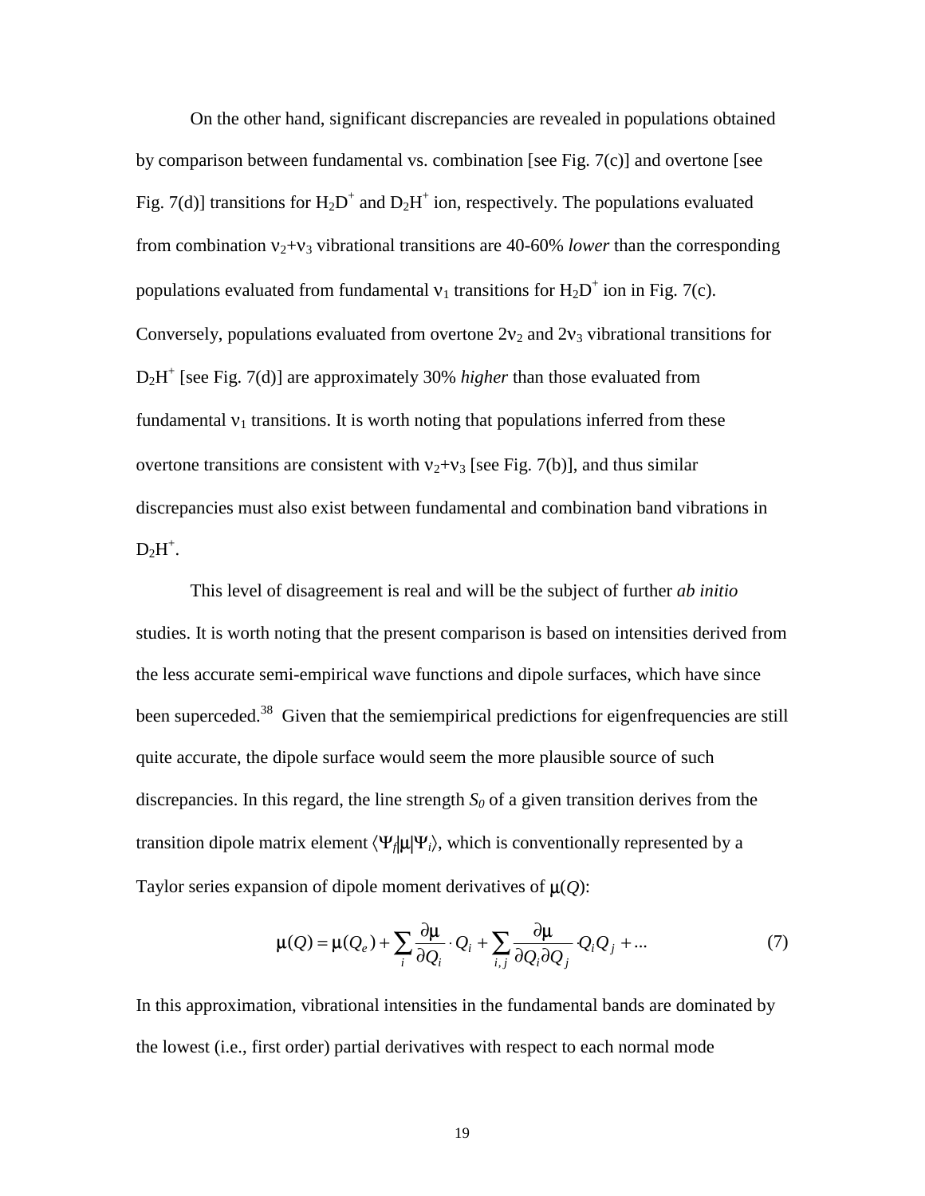On the other hand, significant discrepancies are revealed in populations obtained by comparison between fundamental vs. combination [see Fig. 7(c)] and overtone [see Fig. 7(d)] transitions for $H_2D^+$ and $D_2H^+$ ion, respectively. The populations evaluated from combination $\nu_2+\nu_3$ vibrational transitions are 40-60% *lower* than the corresponding populations evaluated from fundamental $\nu_1$ transitions for $H_2D^+$ ion in Fig. 7(c). Conversely, populations evaluated from overtone $2\nu_2$ and $2\nu_3$ vibrational transitions for $D_2H^+$ [see Fig. 7(d)] are approximately 30% *higher* than those evaluated from fundamental $\nu_1$ transitions. It is worth noting that populations inferred from these overtone transitions are consistent with $\nu_2+\nu_3$ [see Fig. 7(b)], and thus similar discrepancies must also exist between fundamental and combination band vibrations in $D_2H^+$.

This level of disagreement is real and will be the subject of further *ab initio* studies. It is worth noting that the present comparison is based on intensities derived from the less accurate semi-empirical wave functions and dipole surfaces, which have since been superceded.[38] Given that the semiempirical predictions for eigenfrequencies are still quite accurate, the dipole surface would seem the more plausible source of such discrepancies. In this regard, the line strength $S_0$ of a given transition derives from the transition dipole matrix element $\langle\Psi_f|\mu|\Psi_i\rangle$, which is conventionally represented by a Taylor series expansion of dipole moment derivatives of $\mu(Q)$:

$$\mu(Q) = \mu(Q_e) + \sum_i \frac{\partial\mu}{\partial Q_i}\cdot Q_i + \sum_{i,j}\frac{\partial\mu}{\partial Q_i \partial Q_j}\cdot Q_i Q_j + \ldots \qquad (7)$$

In this approximation, vibrational intensities in the fundamental bands are dominated by the lowest (i.e., first order) partial derivatives with respect to each normal mode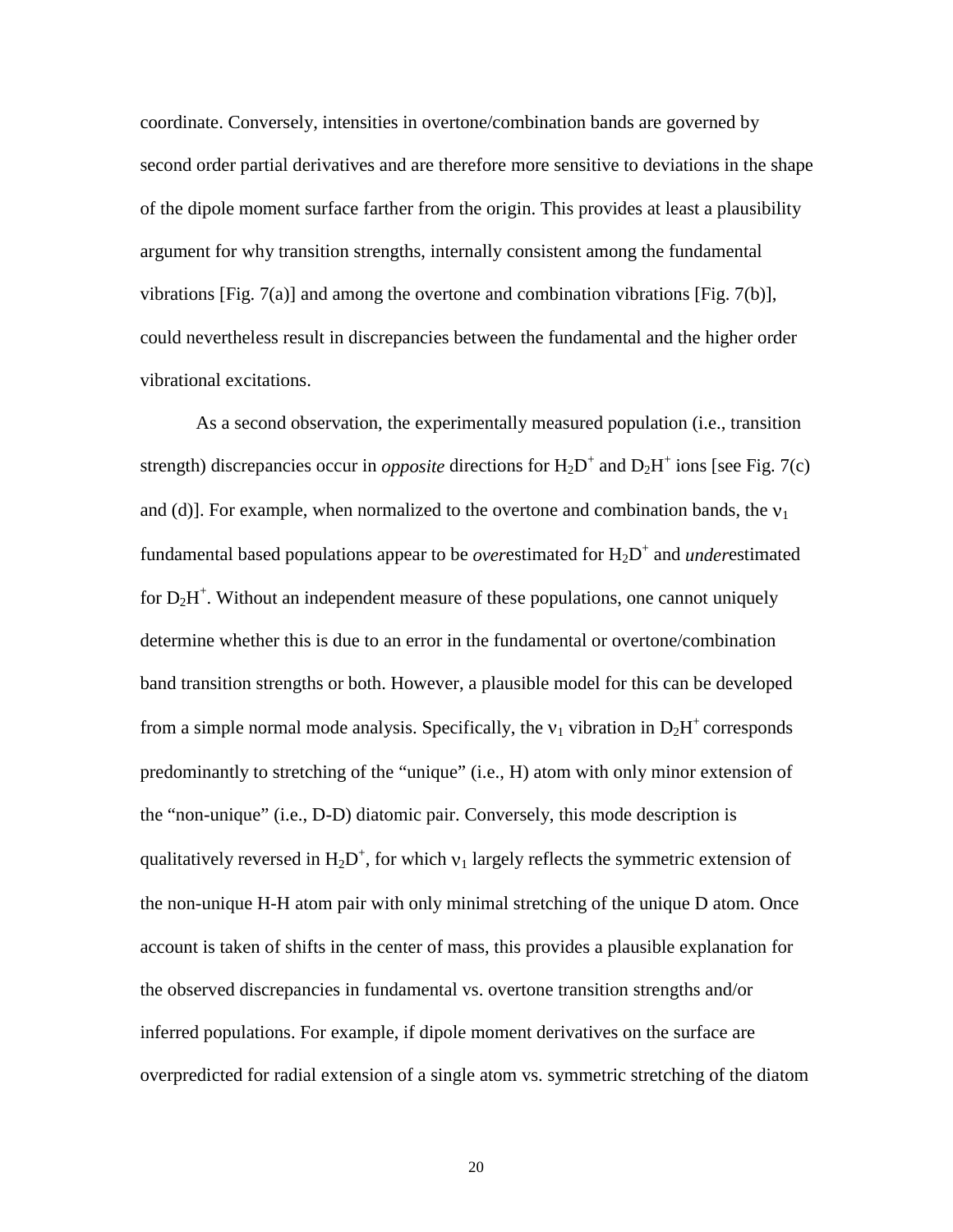coordinate. Conversely, intensities in overtone/combination bands are governed by second order partial derivatives and are therefore more sensitive to deviations in the shape of the dipole moment surface farther from the origin. This provides at least a plausibility argument for why transition strengths, internally consistent among the fundamental vibrations [Fig. 7(a)] and among the overtone and combination vibrations [Fig. 7(b)], could nevertheless result in discrepancies between the fundamental and the higher order vibrational excitations.

As a second observation, the experimentally measured population (i.e., transition strength) discrepancies occur in *opposite* directions for $H_2D^+$ and $D_2H^+$ ions [see Fig. 7(c) and (d)]. For example, when normalized to the overtone and combination bands, the $\nu_1$ fundamental based populations appear to be *over*estimated for $H_2D^+$ and *under*estimated for $D_2H^+$. Without an independent measure of these populations, one cannot uniquely determine whether this is due to an error in the fundamental or overtone/combination band transition strengths or both. However, a plausible model for this can be developed from a simple normal mode analysis. Specifically, the $\nu_1$ vibration in $D_2H^+$ corresponds predominantly to stretching of the "unique" (i.e., H) atom with only minor extension of the "non-unique" (i.e., D-D) diatomic pair. Conversely, this mode description is qualitatively reversed in $H_2D^+$, for which $\nu_1$ largely reflects the symmetric extension of the non-unique H-H atom pair with only minimal stretching of the unique D atom. Once account is taken of shifts in the center of mass, this provides a plausible explanation for the observed discrepancies in fundamental vs. overtone transition strengths and/or inferred populations. For example, if dipole moment derivatives on the surface are overpredicted for radial extension of a single atom vs. symmetric stretching of the diatom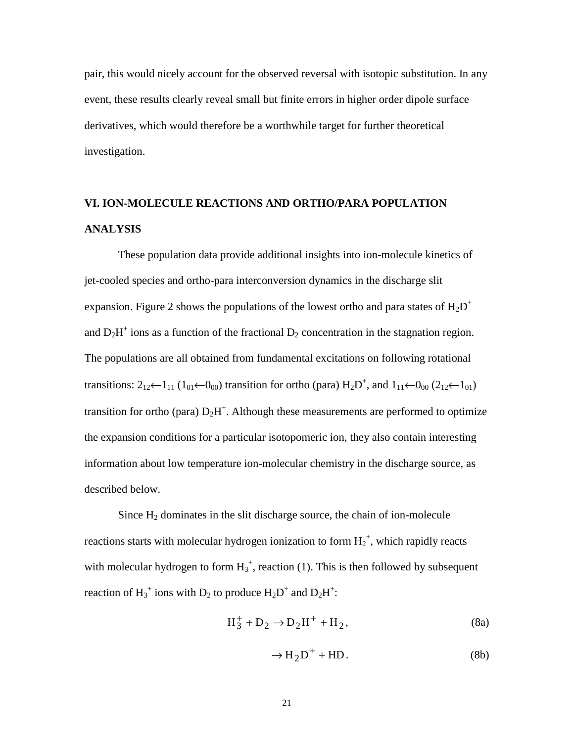pair, this would nicely account for the observed reversal with isotopic substitution. In any event, these results clearly reveal small but finite errors in higher order dipole surface derivatives, which would therefore be a worthwhile target for further theoretical investigation.

## VI. ION-MOLECULE REACTIONS AND ORTHO/PARA POPULATION ANALYSIS

These population data provide additional insights into ion-molecule kinetics of jet-cooled species and ortho-para interconversion dynamics in the discharge slit expansion. Figure 2 shows the populations of the lowest ortho and para states of $H_2D^+$ and $D_2H^+$ ions as a function of the fractional $D_2$ concentration in the stagnation region. The populations are all obtained from fundamental excitations on following rotational transitions: $2_{12}\leftarrow 1_{11}$ ($1_{01}\leftarrow 0_{00}$) transition for ortho (para) $H_2D^+$, and $1_{11}\leftarrow 0_{00}$ ($2_{12}\leftarrow 1_{01}$) transition for ortho (para) $D_2H^+$. Although these measurements are performed to optimize the expansion conditions for a particular isotopomeric ion, they also contain interesting information about low temperature ion-molecular chemistry in the discharge source, as described below.

Since $H_2$ dominates in the slit discharge source, the chain of ion-molecule reactions starts with molecular hydrogen ionization to form $H_2^+$, which rapidly reacts with molecular hydrogen to form $H_3^+$, reaction (1). This is then followed by subsequent reaction of $H_3^+$ ions with $D_2$ to produce $H_2D^+$ and $D_2H^+$:

$$H_3^+ + D_2 \rightarrow D_2H^+ + H_2, \tag{8a}$$

$$\rightarrow H_2D^+ + HD. \tag{8b}$$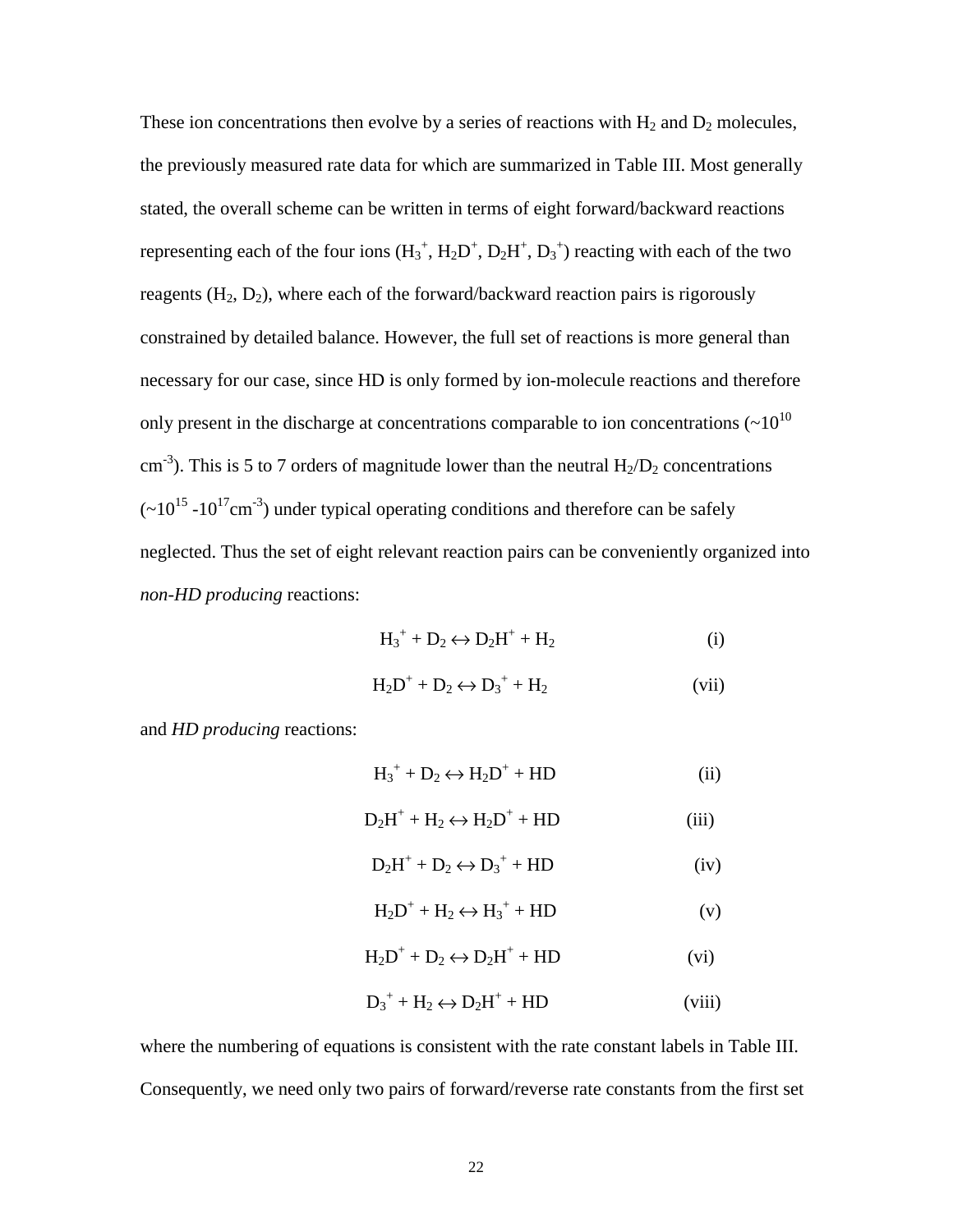These ion concentrations then evolve by a series of reactions with $H_2$ and $D_2$ molecules, the previously measured rate data for which are summarized in Table III. Most generally stated, the overall scheme can be written in terms of eight forward/backward reactions representing each of the four ions ($H_3^+$, $H_2D^+$, $D_2H^+$, $D_3^+$) reacting with each of the two reagents ($H_2$, $D_2$), where each of the forward/backward reaction pairs is rigorously constrained by detailed balance. However, the full set of reactions is more general than necessary for our case, since HD is only formed by ion-molecule reactions and therefore only present in the discharge at concentrations comparable to ion concentrations (~$10^{10}$ $cm^{-3}$). This is 5 to 7 orders of magnitude lower than the neutral $H_2$/$D_2$ concentrations (~$10^{15}$ -$10^{17}$$cm^{-3}$) under typical operating conditions and therefore can be safely neglected. Thus the set of eight relevant reaction pairs can be conveniently organized into *non-HD producing* reactions:

$$H_3^+ + D_2 \leftrightarrow D_2H^+ + H_2 \qquad \text{(i)}$$

$$H_2D^+ + D_2 \leftrightarrow D_3^+ + H_2 \qquad \text{(vii)}$$

and *HD producing* reactions:

$$H_3^+ + D_2 \leftrightarrow H_2D^+ + HD \qquad \text{(ii)}$$

$$D_2H^+ + H_2 \leftrightarrow H_2D^+ + HD \qquad \text{(iii)}$$

$$D_2H^+ + D_2 \leftrightarrow D_3^+ + HD \qquad \text{(iv)}$$

$$H_2D^+ + H_2 \leftrightarrow H_3^+ + HD \qquad \text{(v)}$$

$$H_2D^+ + D_2 \leftrightarrow D_2H^+ + HD \qquad \text{(vi)}$$

$$D_3^+ + H_2 \leftrightarrow D_2H^+ + HD \qquad \text{(viii)}$$

where the numbering of equations is consistent with the rate constant labels in Table III. Consequently, we need only two pairs of forward/reverse rate constants from the first set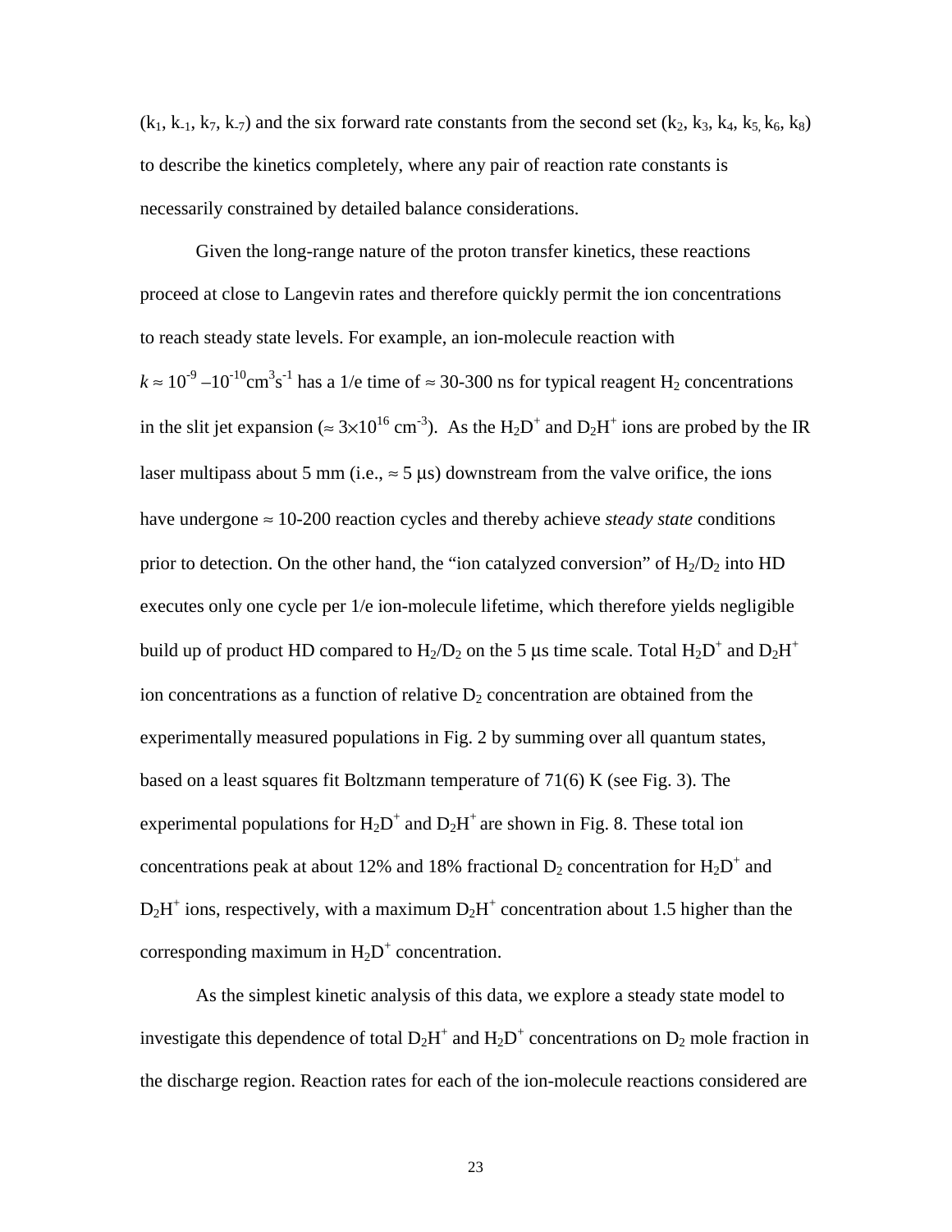($k_1$, $k_{-1}$, $k_7$, $k_{-7}$) and the six forward rate constants from the second set ($k_2$, $k_3$, $k_4$, $k_5$, $k_6$, $k_8$) to describe the kinetics completely, where any pair of reaction rate constants is necessarily constrained by detailed balance considerations.

Given the long-range nature of the proton transfer kinetics, these reactions proceed at close to Langevin rates and therefore quickly permit the ion concentrations to reach steady state levels. For example, an ion-molecule reaction with $k \approx 10^{-9}$ –$10^{-10}$cm$^3$s$^{-1}$ has a 1/e time of ≈ 30-300 ns for typical reagent $H_2$ concentrations in the slit jet expansion (≈ $3 \times 10^{16}$ cm$^{-3}$). As the $H_2D^+$ and $D_2H^+$ ions are probed by the IR laser multipass about 5 mm (i.e., ≈ 5 μs) downstream from the valve orifice, the ions have undergone ≈ 10-200 reaction cycles and thereby achieve *steady state* conditions prior to detection. On the other hand, the "ion catalyzed conversion" of $H_2$/$D_2$ into HD executes only one cycle per 1/e ion-molecule lifetime, which therefore yields negligible build up of product HD compared to $H_2$/$D_2$ on the 5 μs time scale. Total $H_2D^+$ and $D_2H^+$ ion concentrations as a function of relative $D_2$ concentration are obtained from the experimentally measured populations in Fig. 2 by summing over all quantum states, based on a least squares fit Boltzmann temperature of 71(6) K (see Fig. 3). The experimental populations for $H_2D^+$ and $D_2H^+$ are shown in Fig. 8. These total ion concentrations peak at about 12% and 18% fractional $D_2$ concentration for $H_2D^+$ and $D_2H^+$ ions, respectively, with a maximum $D_2H^+$ concentration about 1.5 higher than the corresponding maximum in $H_2D^+$ concentration.

As the simplest kinetic analysis of this data, we explore a steady state model to investigate this dependence of total $D_2H^+$ and $H_2D^+$ concentrations on $D_2$ mole fraction in the discharge region. Reaction rates for each of the ion-molecule reactions considered are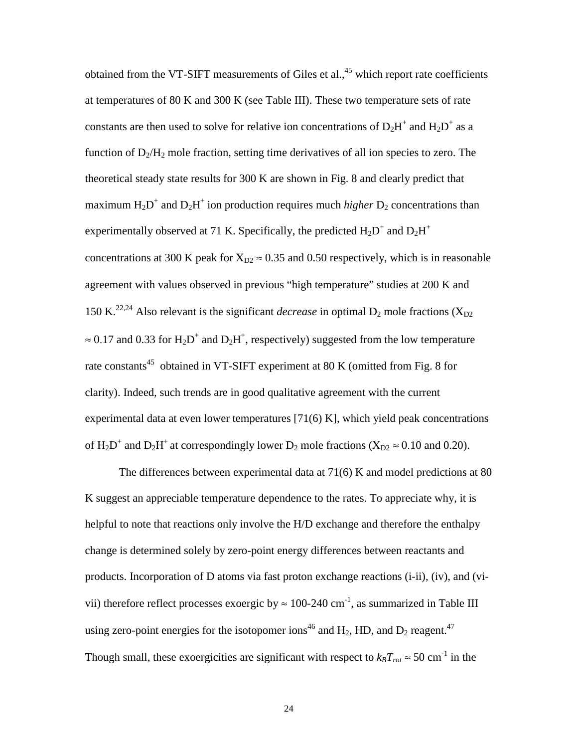obtained from the VT-SIFT measurements of Giles et al.,[45] which report rate coefficients at temperatures of 80 K and 300 K (see Table III). These two temperature sets of rate constants are then used to solve for relative ion concentrations of $D_2H^+$ and $H_2D^+$ as a function of $D_2/H_2$ mole fraction, setting time derivatives of all ion species to zero. The theoretical steady state results for 300 K are shown in Fig. 8 and clearly predict that maximum $H_2D^+$ and $D_2H^+$ ion production requires much *higher* $D_2$ concentrations than experimentally observed at 71 K. Specifically, the predicted $H_2D^+$ and $D_2H^+$ concentrations at 300 K peak for $X_{D2} \approx 0.35$ and 0.50 respectively, which is in reasonable agreement with values observed in previous "high temperature" studies at 200 K and 150 K.[22,24] Also relevant is the significant *decrease* in optimal $D_2$ mole fractions ($X_{D2} \approx 0.17$ and 0.33 for $H_2D^+$ and $D_2H^+$, respectively) suggested from the low temperature rate constants[45] obtained in VT-SIFT experiment at 80 K (omitted from Fig. 8 for clarity). Indeed, such trends are in good qualitative agreement with the current experimental data at even lower temperatures [71(6) K], which yield peak concentrations of $H_2D^+$ and $D_2H^+$ at correspondingly lower $D_2$ mole fractions ($X_{D2} \approx 0.10$ and 0.20).

The differences between experimental data at 71(6) K and model predictions at 80 K suggest an appreciable temperature dependence to the rates. To appreciate why, it is helpful to note that reactions only involve the H/D exchange and therefore the enthalpy change is determined solely by zero-point energy differences between reactants and products. Incorporation of D atoms via fast proton exchange reactions (i-ii), (iv), and (vi-vii) therefore reflect processes exoergic by $\approx$ 100-240 $cm^{-1}$, as summarized in Table III using zero-point energies for the isotopomer ions[46] and $H_2$, HD, and $D_2$ reagent.[47] Though small, these exoergicities are significant with respect to $k_BT_{rot} \approx 50$ $cm^{-1}$ in the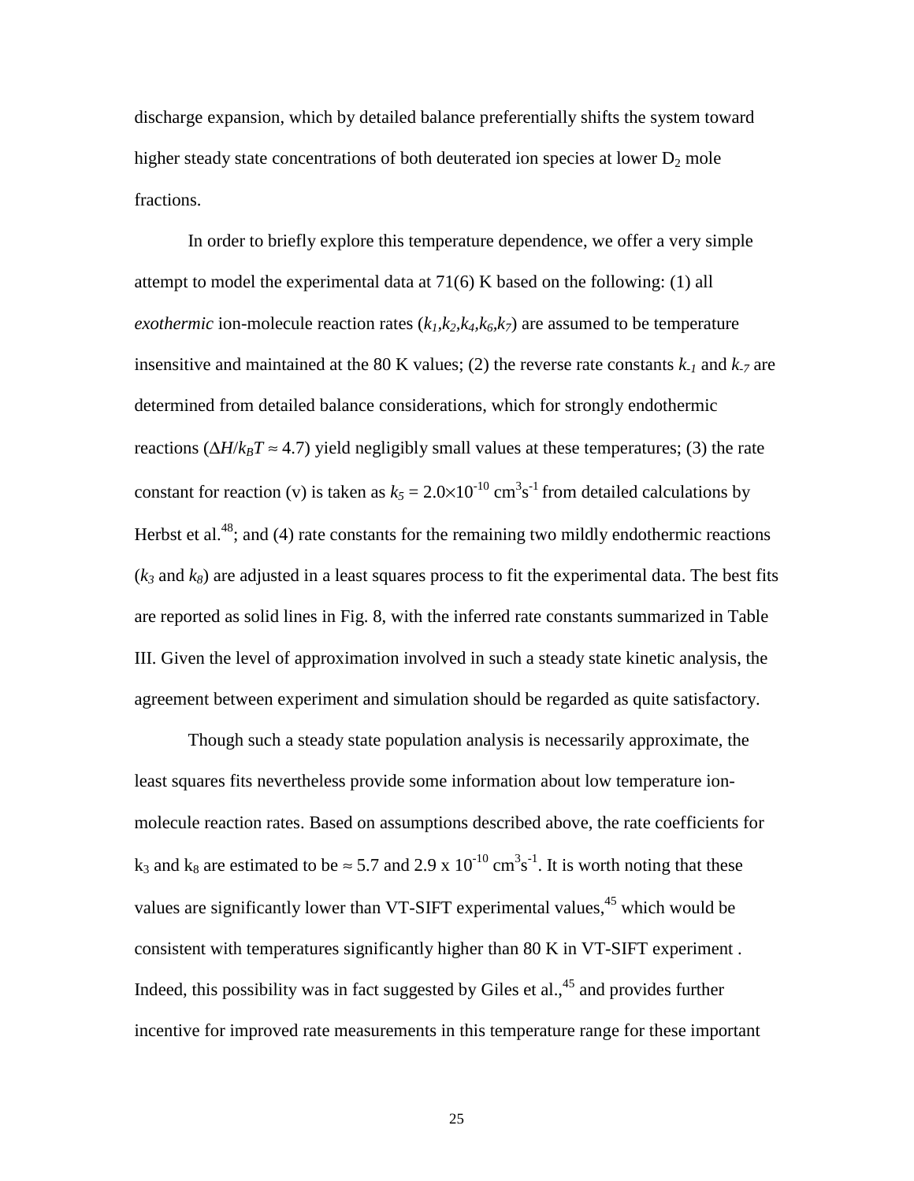discharge expansion, which by detailed balance preferentially shifts the system toward higher steady state concentrations of both deuterated ion species at lower $D_2$ mole fractions.

In order to briefly explore this temperature dependence, we offer a very simple attempt to model the experimental data at 71(6) K based on the following: (1) all *exothermic* ion-molecule reaction rates ($k_1$,$k_2$,$k_4$,$k_6$,$k_7$) are assumed to be temperature insensitive and maintained at the 80 K values; (2) the reverse rate constants $k_{-1}$ and $k_{-7}$ are determined from detailed balance considerations, which for strongly endothermic reactions ($\Delta H/k_BT \approx 4.7$) yield negligibly small values at these temperatures; (3) the rate constant for reaction (v) is taken as $k_5 = 2.0\times10^{-10}$ $cm^3s^{-1}$ from detailed calculations by Herbst et al.[48]; and (4) rate constants for the remaining two mildly endothermic reactions ($k_3$ and $k_8$) are adjusted in a least squares process to fit the experimental data. The best fits are reported as solid lines in Fig. 8, with the inferred rate constants summarized in Table III. Given the level of approximation involved in such a steady state kinetic analysis, the agreement between experiment and simulation should be regarded as quite satisfactory.

Though such a steady state population analysis is necessarily approximate, the least squares fits nevertheless provide some information about low temperature ion-molecule reaction rates. Based on assumptions described above, the rate coefficients for $k_3$ and $k_8$ are estimated to be $\approx 5.7$ and $2.9 \times 10^{-10}$ $cm^3s^{-1}$. It is worth noting that these values are significantly lower than VT-SIFT experimental values,[45] which would be consistent with temperatures significantly higher than 80 K in VT-SIFT experiment . Indeed, this possibility was in fact suggested by Giles et al.,[45] and provides further incentive for improved rate measurements in this temperature range for these important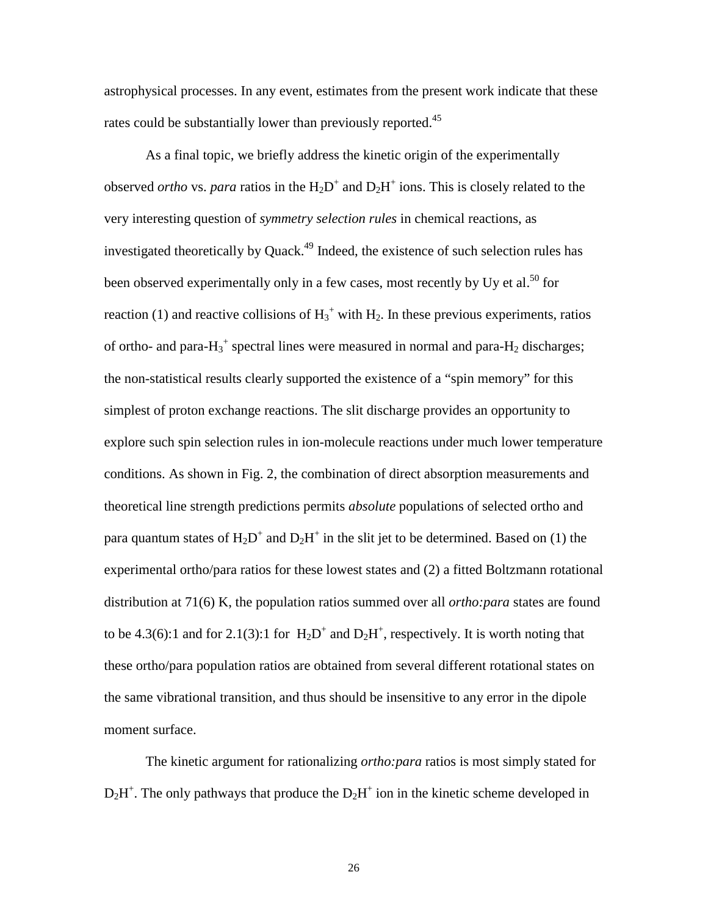astrophysical processes. In any event, estimates from the present work indicate that these rates could be substantially lower than previously reported.[45]

As a final topic, we briefly address the kinetic origin of the experimentally observed *ortho* vs. *para* ratios in the $H_2D^+$ and $D_2H^+$ ions. This is closely related to the very interesting question of *symmetry selection rules* in chemical reactions, as investigated theoretically by Quack.[49] Indeed, the existence of such selection rules has been observed experimentally only in a few cases, most recently by Uy et al.[50] for reaction (1) and reactive collisions of $H_3^+$ with $H_2$. In these previous experiments, ratios of ortho- and para-$H_3^+$ spectral lines were measured in normal and para-$H_2$ discharges; the non-statistical results clearly supported the existence of a "spin memory" for this simplest of proton exchange reactions. The slit discharge provides an opportunity to explore such spin selection rules in ion-molecule reactions under much lower temperature conditions. As shown in Fig. 2, the combination of direct absorption measurements and theoretical line strength predictions permits *absolute* populations of selected ortho and para quantum states of $H_2D^+$ and $D_2H^+$ in the slit jet to be determined. Based on (1) the experimental ortho/para ratios for these lowest states and (2) a fitted Boltzmann rotational distribution at 71(6) K, the population ratios summed over all *ortho:para* states are found to be 4.3(6):1 and for 2.1(3):1 for $H_2D^+$ and $D_2H^+$, respectively. It is worth noting that these ortho/para population ratios are obtained from several different rotational states on the same vibrational transition, and thus should be insensitive to any error in the dipole moment surface.

The kinetic argument for rationalizing *ortho:para* ratios is most simply stated for $D_2H^+$. The only pathways that produce the $D_2H^+$ ion in the kinetic scheme developed in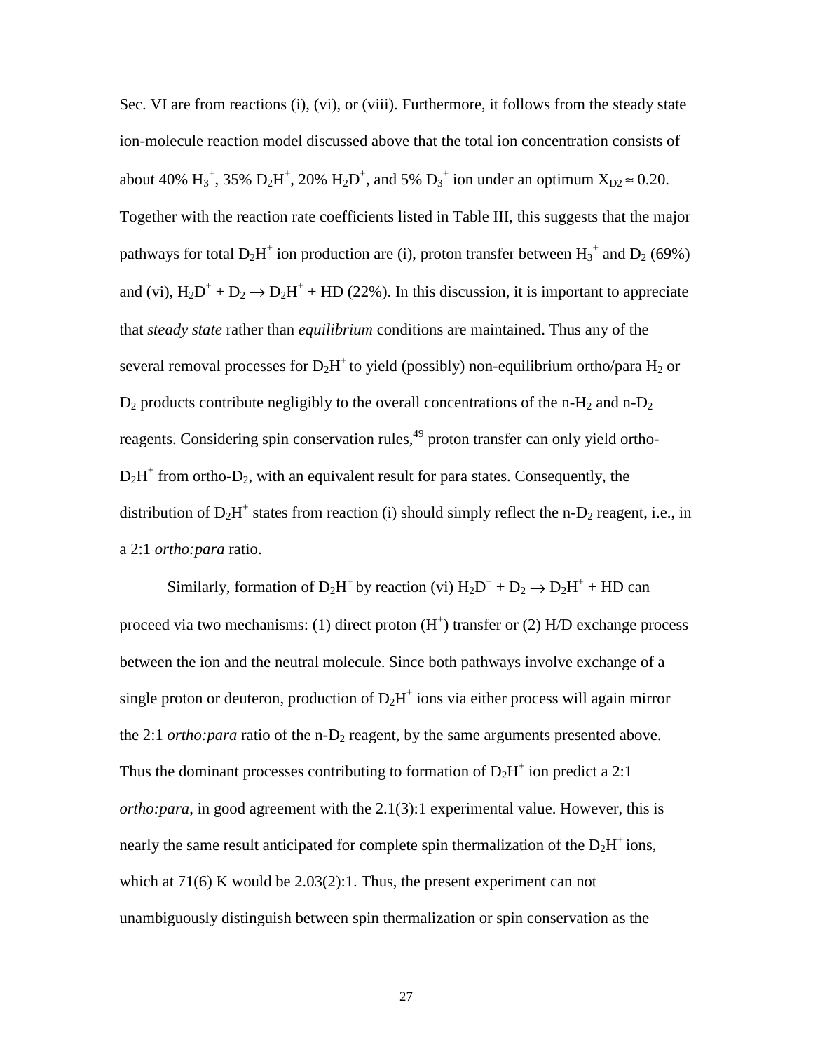Sec. VI are from reactions (i), (vi), or (viii). Furthermore, it follows from the steady state ion-molecule reaction model discussed above that the total ion concentration consists of about 40% $H_3^+$, 35% $D_2H^+$, 20% $H_2D^+$, and 5% $D_3^+$ ion under an optimum $X_{D2} \approx 0.20$. Together with the reaction rate coefficients listed in Table III, this suggests that the major pathways for total $D_2H^+$ ion production are (i), proton transfer between $H_3^+$ and $D_2$ (69%) and (vi), $H_2D^+ + D_2 \rightarrow D_2H^+ + HD$ (22%). In this discussion, it is important to appreciate that *steady state* rather than *equilibrium* conditions are maintained. Thus any of the several removal processes for $D_2H^+$ to yield (possibly) non-equilibrium ortho/para $H_2$ or $D_2$ products contribute negligibly to the overall concentrations of the n-$H_2$ and n-$D_2$ reagents. Considering spin conservation rules,[49] proton transfer can only yield ortho-$D_2H^+$ from ortho-$D_2$, with an equivalent result for para states. Consequently, the distribution of $D_2H^+$ states from reaction (i) should simply reflect the n-$D_2$ reagent, i.e., in a 2:1 *ortho:para* ratio.

Similarly, formation of $D_2H^+$ by reaction (vi) $H_2D^+ + D_2 \rightarrow D_2H^+ + HD$ can proceed via two mechanisms: (1) direct proton ($H^+$) transfer or (2) H/D exchange process between the ion and the neutral molecule. Since both pathways involve exchange of a single proton or deuteron, production of $D_2H^+$ ions via either process will again mirror the 2:1 *ortho:para* ratio of the n-$D_2$ reagent, by the same arguments presented above. Thus the dominant processes contributing to formation of $D_2H^+$ ion predict a 2:1 *ortho:para*, in good agreement with the 2.1(3):1 experimental value. However, this is nearly the same result anticipated for complete spin thermalization of the $D_2H^+$ ions, which at 71(6) K would be 2.03(2):1. Thus, the present experiment can not unambiguously distinguish between spin thermalization or spin conservation as the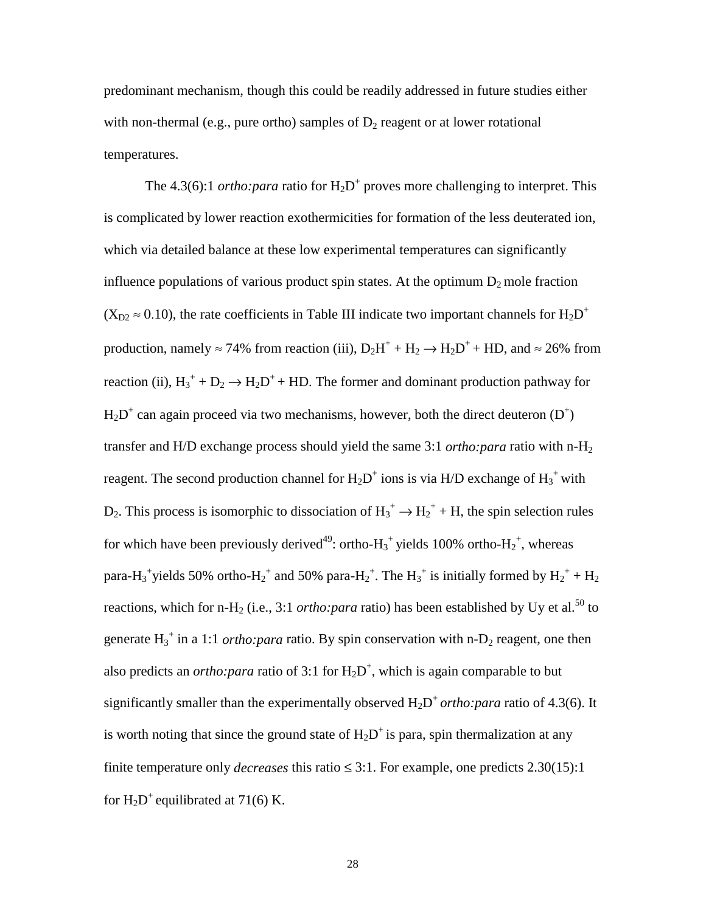predominant mechanism, though this could be readily addressed in future studies either with non-thermal (e.g., pure ortho) samples of $D_2$ reagent or at lower rotational temperatures.

The 4.3(6):1 *ortho:para* ratio for $H_2D^+$ proves more challenging to interpret. This is complicated by lower reaction exothermicities for formation of the less deuterated ion, which via detailed balance at these low experimental temperatures can significantly influence populations of various product spin states. At the optimum $D_2$ mole fraction ($X_{D2} \approx 0.10$), the rate coefficients in Table III indicate two important channels for $H_2D^+$ production, namely $\approx$ 74% from reaction (iii), $D_2H^+ + H_2 \rightarrow H_2D^+ + HD$, and $\approx$ 26% from reaction (ii), $H_3^+ + D_2 \rightarrow H_2D^+ + HD$. The former and dominant production pathway for $H_2D^+$ can again proceed via two mechanisms, however, both the direct deuteron ($D^+$) transfer and H/D exchange process should yield the same 3:1 *ortho:para* ratio with n-$H_2$ reagent. The second production channel for $H_2D^+$ ions is via H/D exchange of $H_3^+$ with $D_2$. This process is isomorphic to dissociation of $H_3^+ \rightarrow H_2^+ + H$, the spin selection rules for which have been previously derived[49]: ortho-$H_3^+$ yields 100% ortho-$H_2^+$, whereas para-$H_3^+$ yields 50% ortho-$H_2^+$ and 50% para-$H_2^+$. The $H_3^+$ is initially formed by $H_2^+ + H_2$ reactions, which for n-$H_2$ (i.e., 3:1 *ortho:para* ratio) has been established by Uy et al.[50] to generate $H_3^+$ in a 1:1 *ortho:para* ratio. By spin conservation with n-$D_2$ reagent, one then also predicts an *ortho:para* ratio of 3:1 for $H_2D^+$, which is again comparable to but significantly smaller than the experimentally observed $H_2D^+$ *ortho:para* ratio of 4.3(6). It is worth noting that since the ground state of $H_2D^+$ is para, spin thermalization at any finite temperature only *decreases* this ratio $\leq$ 3:1. For example, one predicts 2.30(15):1 for $H_2D^+$ equilibrated at 71(6) K.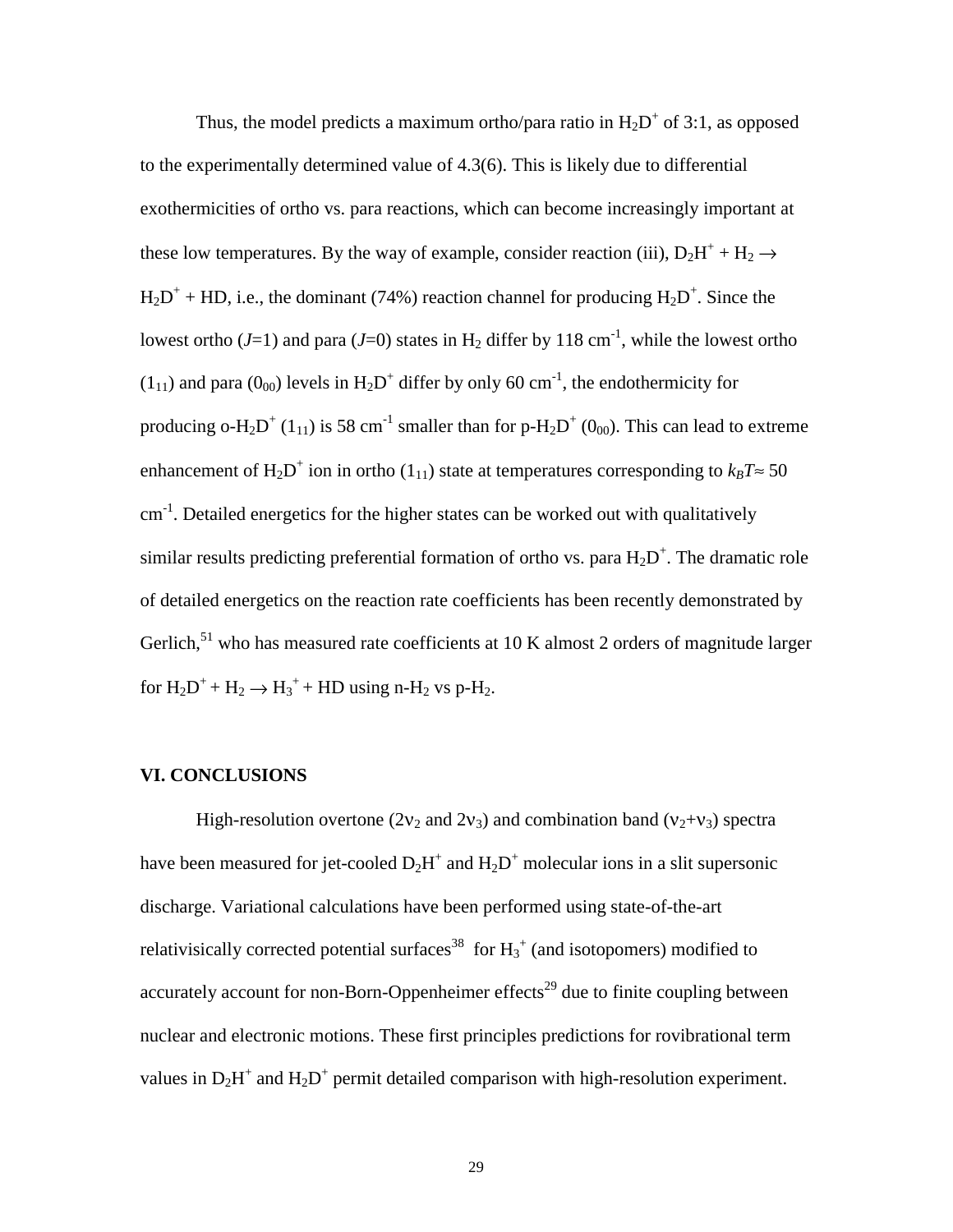Thus, the model predicts a maximum ortho/para ratio in $H_2D^+$ of 3:1, as opposed to the experimentally determined value of 4.3(6). This is likely due to differential exothermicities of ortho vs. para reactions, which can become increasingly important at these low temperatures. By the way of example, consider reaction (iii), $D_2H^+ + H_2 \rightarrow H_2D^+ + HD$, i.e., the dominant (74%) reaction channel for producing $H_2D^+$. Since the lowest ortho ($J$=1) and para ($J$=0) states in $H_2$ differ by 118 $cm^{-1}$, while the lowest ortho ($1_{11}$) and para ($0_{00}$) levels in $H_2D^+$ differ by only 60 $cm^{-1}$, the endothermicity for producing o-$H_2D^+$ ($1_{11}$) is 58 $cm^{-1}$ smaller than for p-$H_2D^+$ ($0_{00}$). This can lead to extreme enhancement of $H_2D^+$ ion in ortho ($1_{11}$) state at temperatures corresponding to $k_BT \approx 50$ $cm^{-1}$. Detailed energetics for the higher states can be worked out with qualitatively similar results predicting preferential formation of ortho vs. para $H_2D^+$. The dramatic role of detailed energetics on the reaction rate coefficients has been recently demonstrated by Gerlich,[51] who has measured rate coefficients at 10 K almost 2 orders of magnitude larger for $H_2D^+ + H_2 \rightarrow H_3^+ + HD$ using n-$H_2$ vs p-$H_2$.

## VI. CONCLUSIONS

High-resolution overtone ($2\nu_2$ and $2\nu_3$) and combination band ($\nu_2+\nu_3$) spectra have been measured for jet-cooled $D_2H^+$ and $H_2D^+$ molecular ions in a slit supersonic discharge. Variational calculations have been performed using state-of-the-art relativisically corrected potential surfaces[38] for $H_3^+$ (and isotopomers) modified to accurately account for non-Born-Oppenheimer effects[29] due to finite coupling between nuclear and electronic motions. These first principles predictions for rovibrational term values in $D_2H^+$ and $H_2D^+$ permit detailed comparison with high-resolution experiment.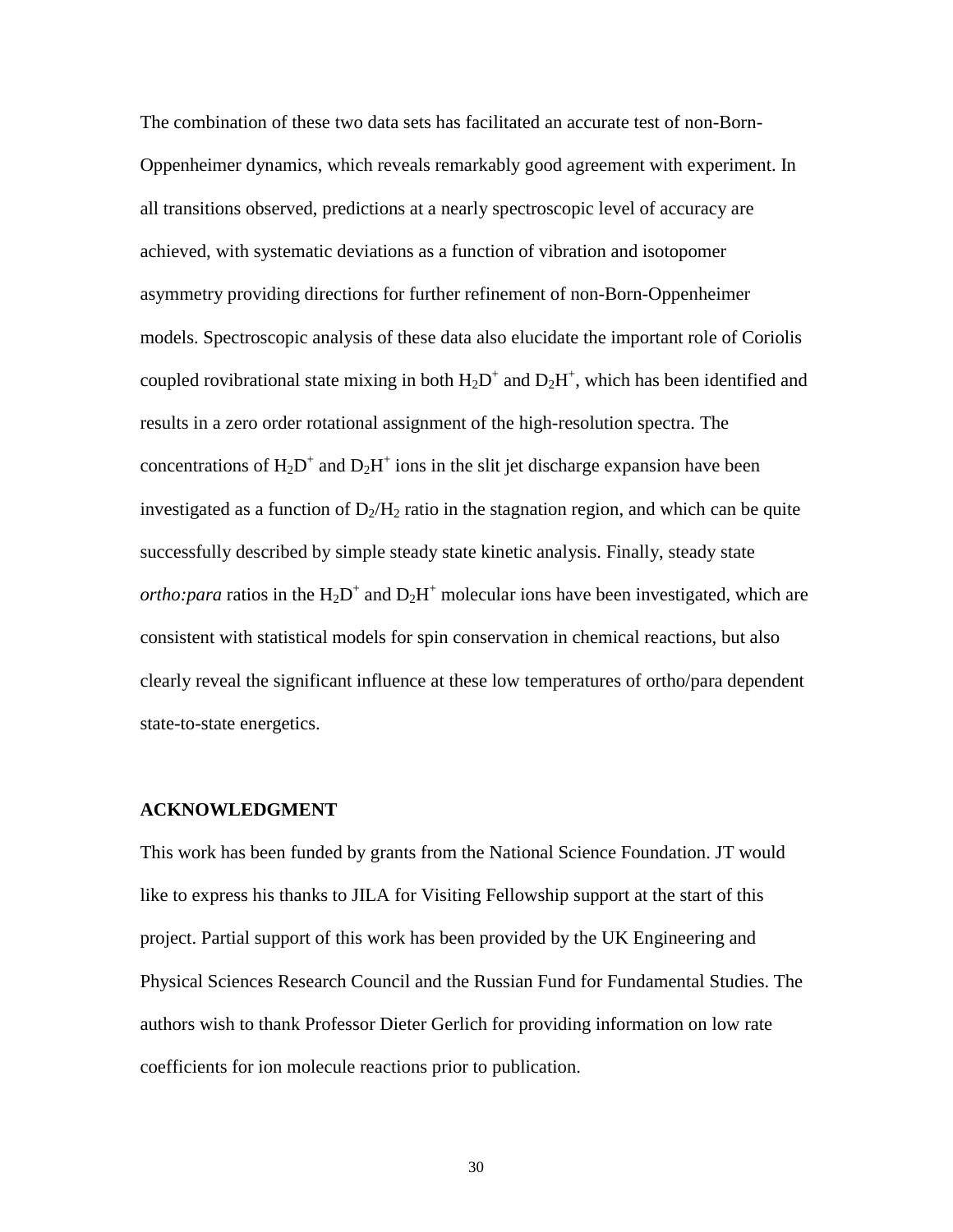The combination of these two data sets has facilitated an accurate test of non-Born-Oppenheimer dynamics, which reveals remarkably good agreement with experiment. In all transitions observed, predictions at a nearly spectroscopic level of accuracy are achieved, with systematic deviations as a function of vibration and isotopomer asymmetry providing directions for further refinement of non-Born-Oppenheimer models. Spectroscopic analysis of these data also elucidate the important role of Coriolis coupled rovibrational state mixing in both $H_2D^+$ and $D_2H^+$, which has been identified and results in a zero order rotational assignment of the high-resolution spectra. The concentrations of $H_2D^+$ and $D_2H^+$ ions in the slit jet discharge expansion have been investigated as a function of $D_2/H_2$ ratio in the stagnation region, and which can be quite successfully described by simple steady state kinetic analysis. Finally, steady state *ortho:para* ratios in the $H_2D^+$ and $D_2H^+$ molecular ions have been investigated, which are consistent with statistical models for spin conservation in chemical reactions, but also clearly reveal the significant influence at these low temperatures of ortho/para dependent state-to-state energetics.

**ACKNOWLEDGMENT**

This work has been funded by grants from the National Science Foundation. JT would like to express his thanks to JILA for Visiting Fellowship support at the start of this project. Partial support of this work has been provided by the UK Engineering and Physical Sciences Research Council and the Russian Fund for Fundamental Studies. The authors wish to thank Professor Dieter Gerlich for providing information on low rate coefficients for ion molecule reactions prior to publication.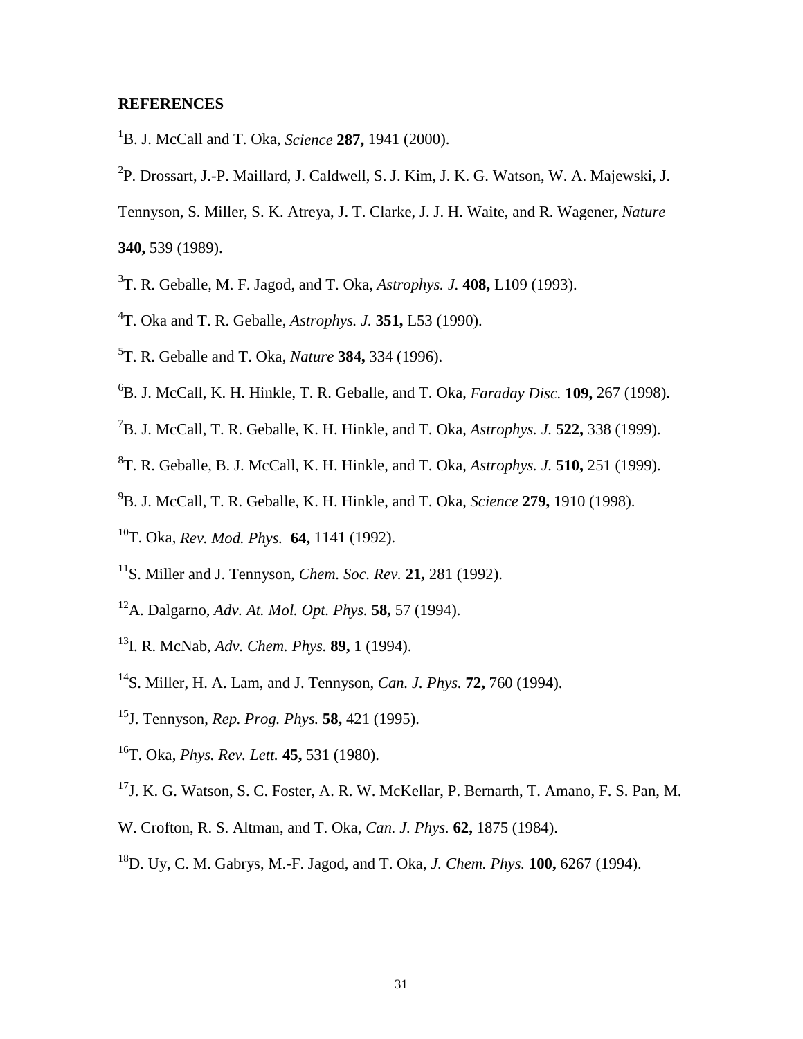## REFERENCES

[1]B. J. McCall and T. Oka, *Science* **287,** 1941 (2000).

[2]P. Drossart, J.-P. Maillard, J. Caldwell, S. J. Kim, J. K. G. Watson, W. A. Majewski, J. Tennyson, S. Miller, S. K. Atreya, J. T. Clarke, J. J. H. Waite, and R. Wagener, *Nature* **340,** 539 (1989).

[3]T. R. Geballe, M. F. Jagod, and T. Oka, *Astrophys. J.* **408,** L109 (1993).

[4]T. Oka and T. R. Geballe, *Astrophys. J.* **351,** L53 (1990).

[5]T. R. Geballe and T. Oka, *Nature* **384,** 334 (1996).

[6]B. J. McCall, K. H. Hinkle, T. R. Geballe, and T. Oka, *Faraday Disc.* **109,** 267 (1998).

[7]B. J. McCall, T. R. Geballe, K. H. Hinkle, and T. Oka, *Astrophys. J.* **522,** 338 (1999).

[8]T. R. Geballe, B. J. McCall, K. H. Hinkle, and T. Oka, *Astrophys. J.* **510,** 251 (1999).

[9]B. J. McCall, T. R. Geballe, K. H. Hinkle, and T. Oka, *Science* **279,** 1910 (1998).

[10]T. Oka, *Rev. Mod. Phys.* **64,** 1141 (1992).

[11]S. Miller and J. Tennyson, *Chem. Soc. Rev.* **21,** 281 (1992).

[12]A. Dalgarno, *Adv. At. Mol. Opt. Phys.* **58,** 57 (1994).

[13]I. R. McNab, *Adv. Chem. Phys.* **89,** 1 (1994).

[14]S. Miller, H. A. Lam, and J. Tennyson, *Can. J. Phys.* **72,** 760 (1994).

[15]J. Tennyson, *Rep. Prog. Phys.* **58,** 421 (1995).

[16]T. Oka, *Phys. Rev. Lett.* **45,** 531 (1980).

[17]J. K. G. Watson, S. C. Foster, A. R. W. McKellar, P. Bernarth, T. Amano, F. S. Pan, M. W. Crofton, R. S. Altman, and T. Oka, *Can. J. Phys.* **62,** 1875 (1984).

[18]D. Uy, C. M. Gabrys, M.-F. Jagod, and T. Oka, *J. Chem. Phys.* **100,** 6267 (1994).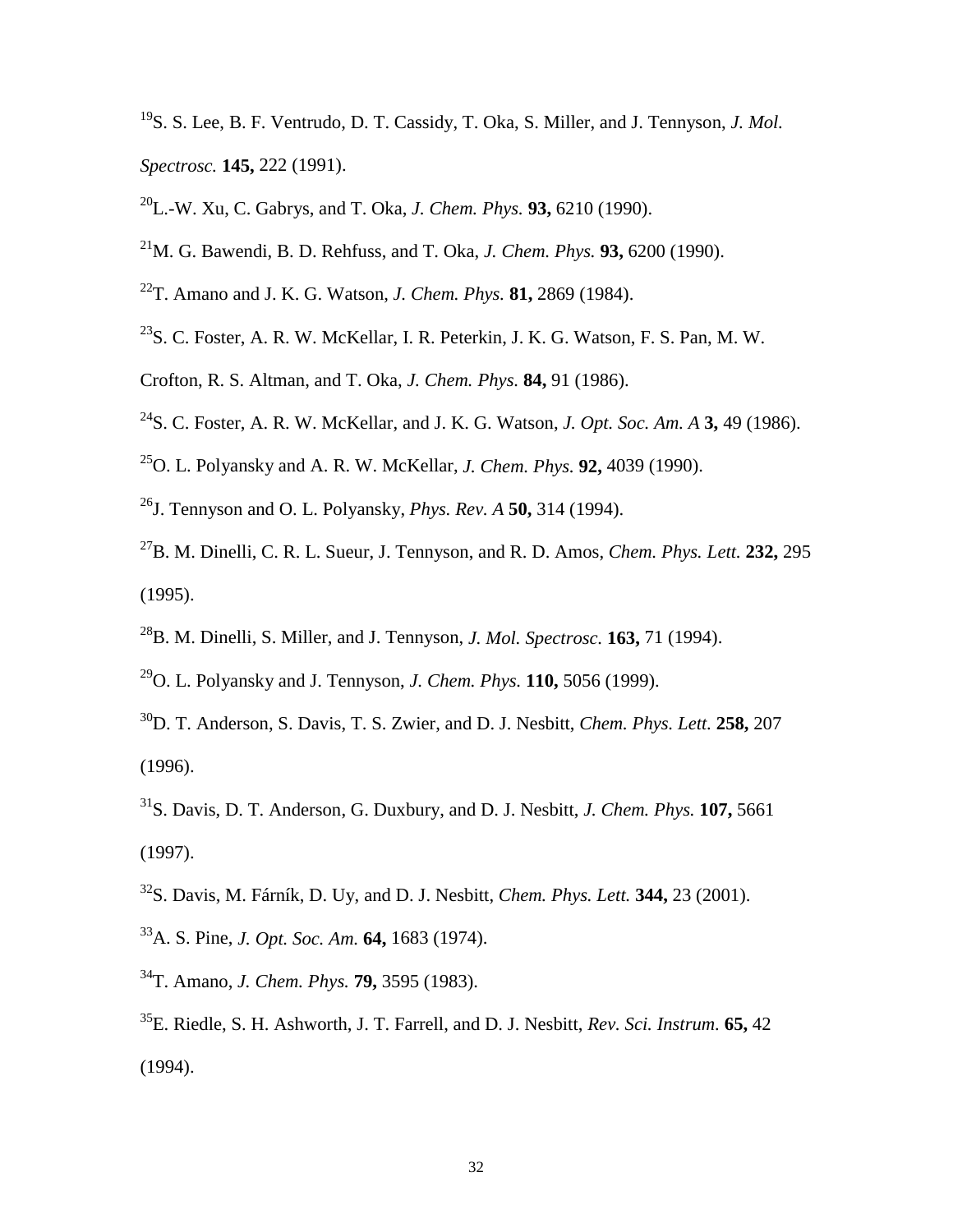[19]S. S. Lee, B. F. Ventrudo, D. T. Cassidy, T. Oka, S. Miller, and J. Tennyson, *J. Mol. Spectrosc.* **145,** 222 (1991).

[20]L.-W. Xu, C. Gabrys, and T. Oka, *J. Chem. Phys.* **93,** 6210 (1990).

[21]M. G. Bawendi, B. D. Rehfuss, and T. Oka, *J. Chem. Phys.* **93,** 6200 (1990).

[22]T. Amano and J. K. G. Watson, *J. Chem. Phys.* **81,** 2869 (1984).

[23]S. C. Foster, A. R. W. McKellar, I. R. Peterkin, J. K. G. Watson, F. S. Pan, M. W. Crofton, R. S. Altman, and T. Oka, *J. Chem. Phys.* **84,** 91 (1986).

[24]S. C. Foster, A. R. W. McKellar, and J. K. G. Watson, *J. Opt. Soc. Am. A* **3,** 49 (1986).

[25]O. L. Polyansky and A. R. W. McKellar, *J. Chem. Phys.* **92,** 4039 (1990).

[26]J. Tennyson and O. L. Polyansky, *Phys. Rev. A* **50,** 314 (1994).

[27]B. M. Dinelli, C. R. L. Sueur, J. Tennyson, and R. D. Amos, *Chem. Phys. Lett.* **232,** 295 (1995).

[28]B. M. Dinelli, S. Miller, and J. Tennyson, *J. Mol. Spectrosc.* **163,** 71 (1994).

[29]O. L. Polyansky and J. Tennyson, *J. Chem. Phys.* **110,** 5056 (1999).

[30]D. T. Anderson, S. Davis, T. S. Zwier, and D. J. Nesbitt, *Chem. Phys. Lett.* **258,** 207 (1996).

[31]S. Davis, D. T. Anderson, G. Duxbury, and D. J. Nesbitt, *J. Chem. Phys.* **107,** 5661 (1997).

[32]S. Davis, M. Fárník, D. Uy, and D. J. Nesbitt, *Chem. Phys. Lett.* **344,** 23 (2001).

[33]A. S. Pine, *J. Opt. Soc. Am.* **64,** 1683 (1974).

[34]T. Amano, *J. Chem. Phys.* **79,** 3595 (1983).

[35]E. Riedle, S. H. Ashworth, J. T. Farrell, and D. J. Nesbitt, *Rev. Sci. Instrum.* **65,** 42 (1994).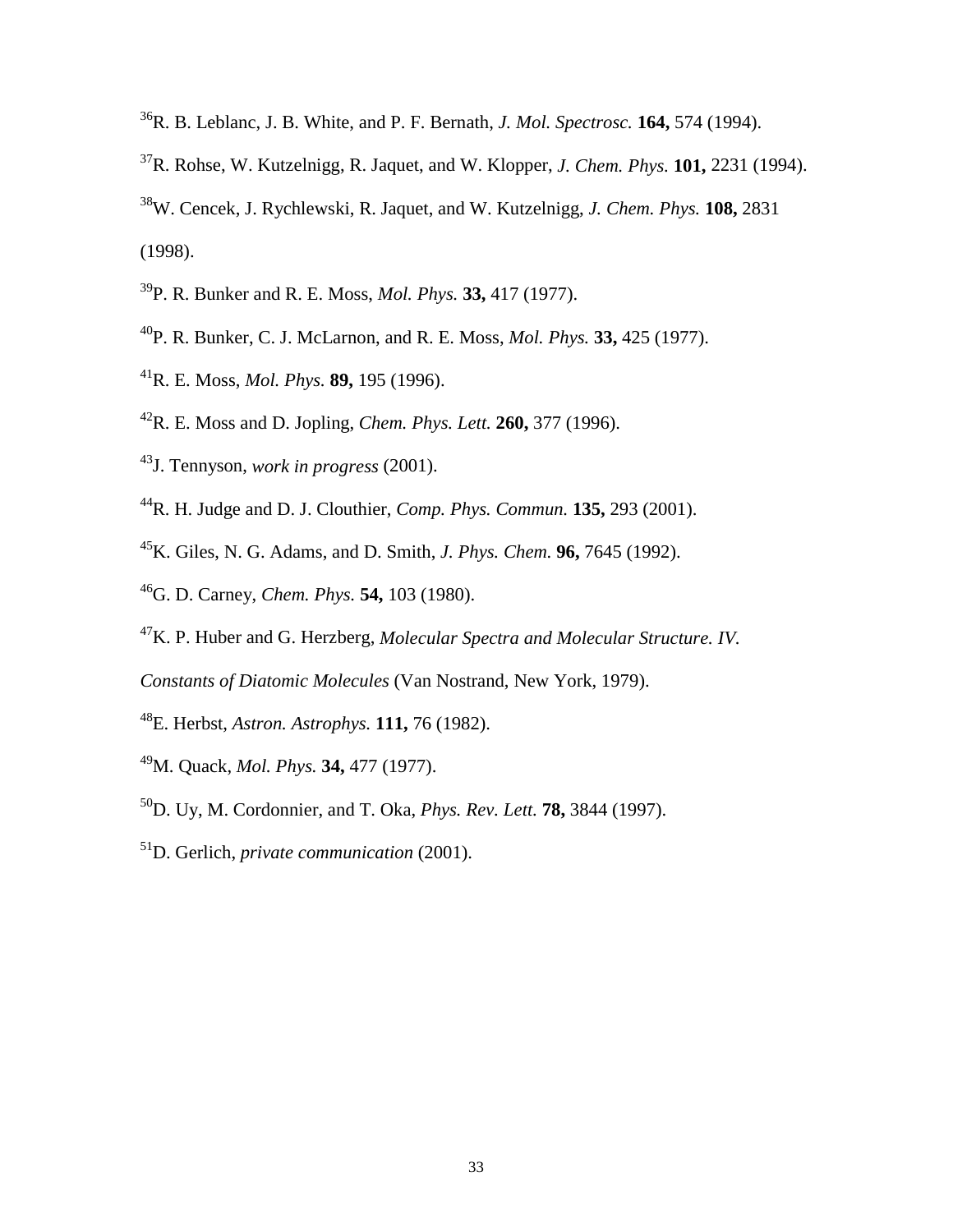[36]R. B. Leblanc, J. B. White, and P. F. Bernath, *J. Mol. Spectrosc.* **164,** 574 (1994).

[37]R. Rohse, W. Kutzelnigg, R. Jaquet, and W. Klopper, *J. Chem. Phys.* **101,** 2231 (1994).

[38]W. Cencek, J. Rychlewski, R. Jaquet, and W. Kutzelnigg, *J. Chem. Phys.* **108,** 2831 (1998).

[39]P. R. Bunker and R. E. Moss, *Mol. Phys.* **33,** 417 (1977).

[40]P. R. Bunker, C. J. McLarnon, and R. E. Moss, *Mol. Phys.* **33,** 425 (1977).

[41]R. E. Moss, *Mol. Phys.* **89,** 195 (1996).

[42]R. E. Moss and D. Jopling, *Chem. Phys. Lett.* **260,** 377 (1996).

[43]J. Tennyson, *work in progress* (2001).

[44]R. H. Judge and D. J. Clouthier, *Comp. Phys. Commun.* **135,** 293 (2001).

[45]K. Giles, N. G. Adams, and D. Smith, *J. Phys. Chem.* **96,** 7645 (1992).

[46]G. D. Carney, *Chem. Phys.* **54,** 103 (1980).

[47]K. P. Huber and G. Herzberg, *Molecular Spectra and Molecular Structure. IV. Constants of Diatomic Molecules* (Van Nostrand, New York, 1979).

[48]E. Herbst, *Astron. Astrophys.* **111,** 76 (1982).

[49]M. Quack, *Mol. Phys.* **34,** 477 (1977).

[50]D. Uy, M. Cordonnier, and T. Oka, *Phys. Rev. Lett.* **78,** 3844 (1997).

[51]D. Gerlich, *private communication* (2001).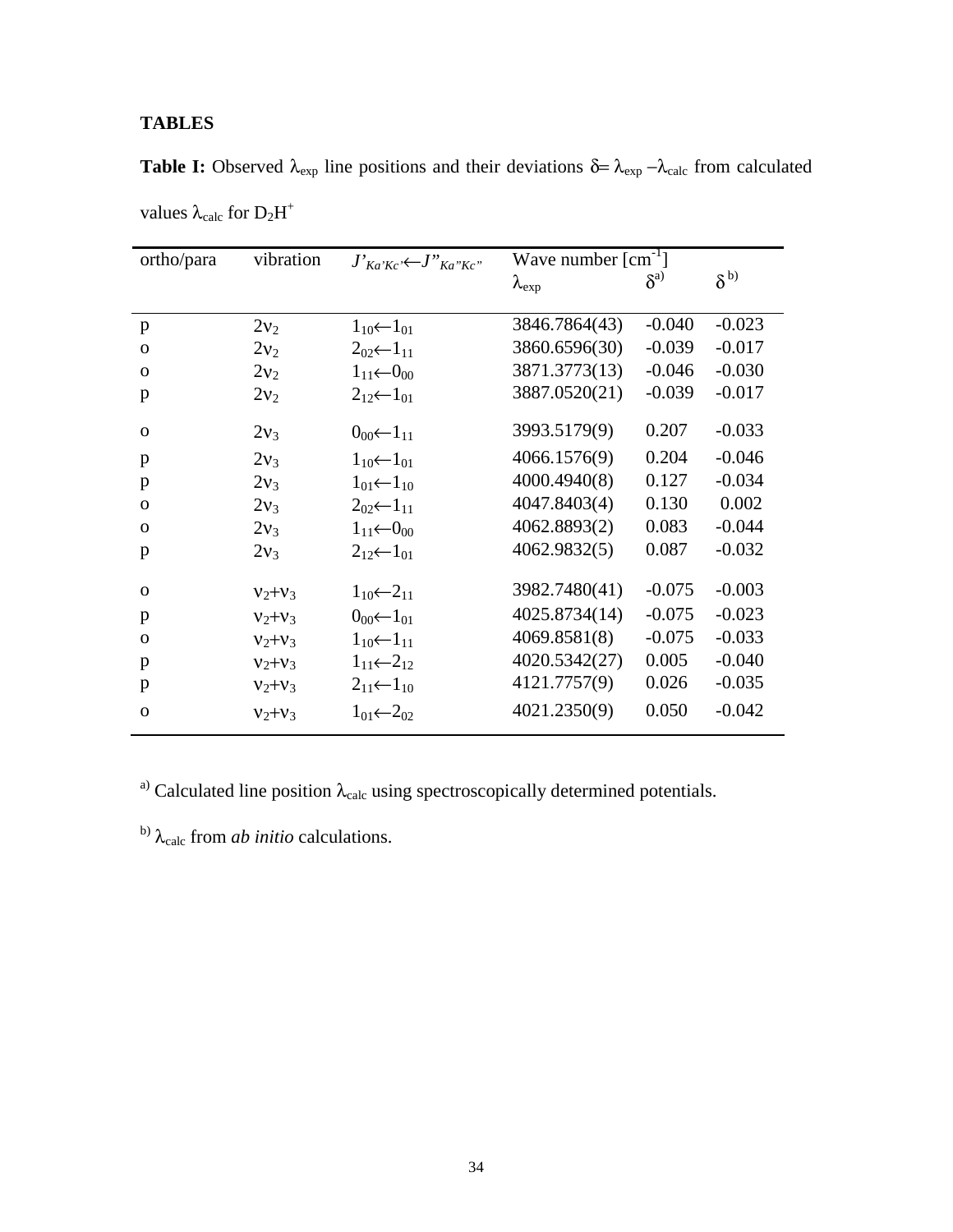## TABLES

**Table I:** Observed $\lambda_{exp}$ line positions and their deviations $\delta = \lambda_{exp} - \lambda_{calc}$ from calculated values $\lambda_{calc}$ for $D_2H^+$

| ortho/para | vibration | $J'_{Ka'Kc'} \leftarrow J''_{Ka''Kc''}$ | Wave number [cm$^{-1}$] $\lambda_{exp}$ | $\delta$ [a)] | $\delta$ [b)] |
|---|---|---|---|---|---|
| p | $2\nu_2$ | $1_{10} \leftarrow 1_{01}$ | 3846.7864(43) | -0.040 | -0.023 |
| o | $2\nu_2$ | $2_{02} \leftarrow 1_{11}$ | 3860.6596(30) | -0.039 | -0.017 |
| o | $2\nu_2$ | $1_{11} \leftarrow 0_{00}$ | 3871.3773(13) | -0.046 | -0.030 |
| p | $2\nu_2$ | $2_{12} \leftarrow 1_{01}$ | 3887.0520(21) | -0.039 | -0.017 |
| o | $2\nu_3$ | $0_{00} \leftarrow 1_{11}$ | 3993.5179(9) | 0.207 | -0.033 |
| p | $2\nu_3$ | $1_{10} \leftarrow 1_{01}$ | 4066.1576(9) | 0.204 | -0.046 |
| p | $2\nu_3$ | $1_{01} \leftarrow 1_{10}$ | 4000.4940(8) | 0.127 | -0.034 |
| o | $2\nu_3$ | $2_{02} \leftarrow 1_{11}$ | 4047.8403(4) | 0.130 | 0.002 |
| o | $2\nu_3$ | $1_{11} \leftarrow 0_{00}$ | 4062.8893(2) | 0.083 | -0.044 |
| p | $2\nu_3$ | $2_{12} \leftarrow 1_{01}$ | 4062.9832(5) | 0.087 | -0.032 |
| o | $\nu_2+\nu_3$ | $1_{10} \leftarrow 2_{11}$ | 3982.7480(41) | -0.075 | -0.003 |
| p | $\nu_2+\nu_3$ | $0_{00} \leftarrow 1_{01}$ | 4025.8734(14) | -0.075 | -0.023 |
| o | $\nu_2+\nu_3$ | $1_{10} \leftarrow 1_{11}$ | 4069.8581(8) | -0.075 | -0.033 |
| p | $\nu_2+\nu_3$ | $1_{11} \leftarrow 2_{12}$ | 4020.5342(27) | 0.005 | -0.040 |
| p | $\nu_2+\nu_3$ | $2_{11} \leftarrow 1_{10}$ | 4121.7757(9) | 0.026 | -0.035 |
| o | $\nu_2+\nu_3$ | $1_{01} \leftarrow 2_{02}$ | 4021.2350(9) | 0.050 | -0.042 |

[a)] Calculated line position $\lambda_{calc}$ using spectroscopically determined potentials.

[b)] $\lambda_{calc}$ from *ab initio* calculations.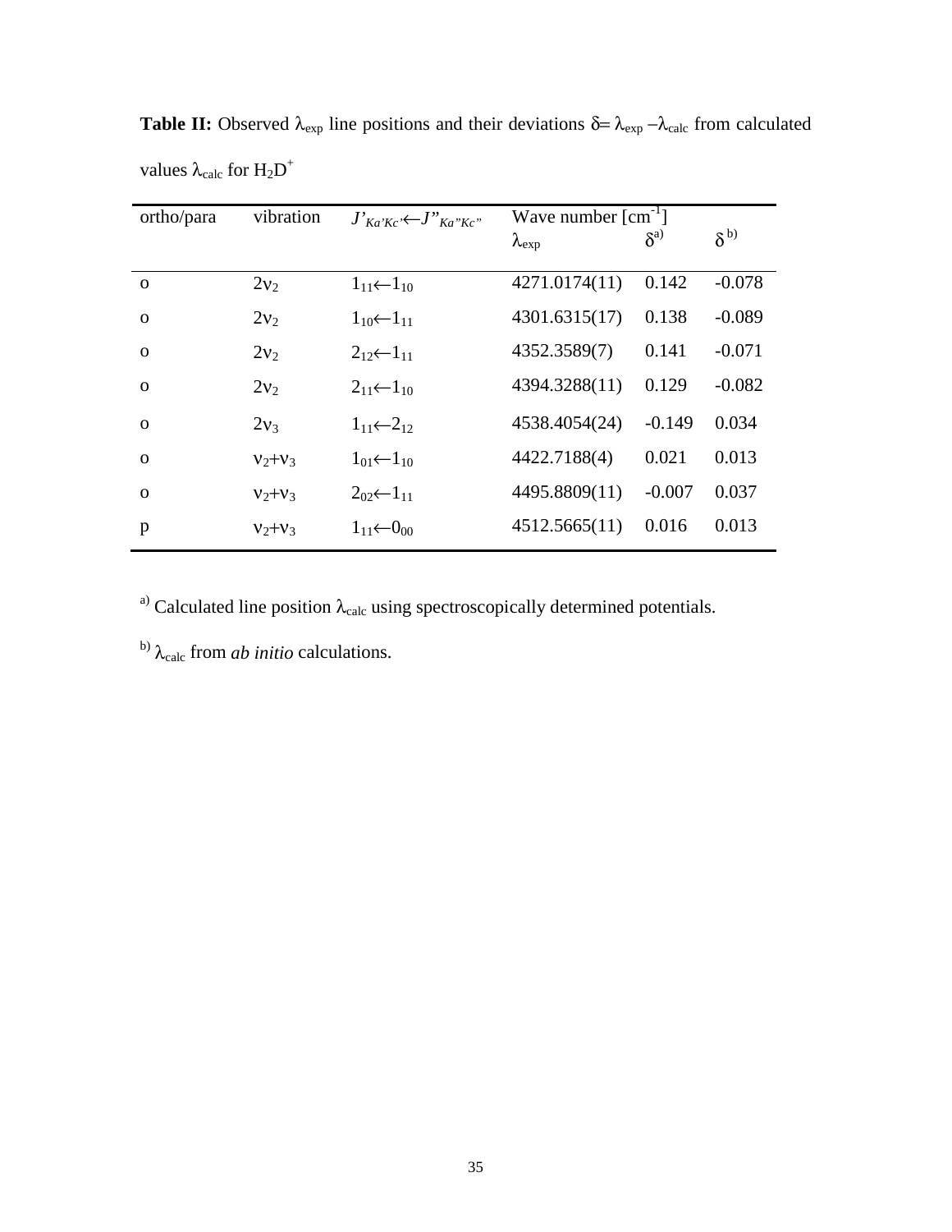**Table II:** Observed $\lambda_{exp}$ line positions and their deviations $\delta = \lambda_{exp} - \lambda_{calc}$ from calculated values $\lambda_{calc}$ for $H_2D^+$

| ortho/para | vibration | $J'_{Ka'Kc'} \leftarrow J''_{Ka''Kc''}$ | Wave number [cm$^{-1}$] | | |
|---|---|---|---|---|---|
| | | | $\lambda_{exp}$ | $\delta^{a)}$ | $\delta^{b)}$ |
| o | $2\nu_2$ | $1_{11} \leftarrow 1_{10}$ | 4271.0174(11) | 0.142 | -0.078 |
| o | $2\nu_2$ | $1_{10} \leftarrow 1_{11}$ | 4301.6315(17) | 0.138 | -0.089 |
| o | $2\nu_2$ | $2_{12} \leftarrow 1_{11}$ | 4352.3589(7) | 0.141 | -0.071 |
| o | $2\nu_2$ | $2_{11} \leftarrow 1_{10}$ | 4394.3288(11) | 0.129 | -0.082 |
| o | $2\nu_3$ | $1_{11} \leftarrow 2_{12}$ | 4538.4054(24) | -0.149 | 0.034 |
| o | $\nu_2 + \nu_3$ | $1_{01} \leftarrow 1_{10}$ | 4422.7188(4) | 0.021 | 0.013 |
| o | $\nu_2 + \nu_3$ | $2_{02} \leftarrow 1_{11}$ | 4495.8809(11) | -0.007 | 0.037 |
| p | $\nu_2 + \nu_3$ | $1_{11} \leftarrow 0_{00}$ | 4512.5665(11) | 0.016 | 0.013 |

[a] Calculated line position $\lambda_{calc}$ using spectroscopically determined potentials.

[b] $\lambda_{calc}$ from *ab initio* calculations.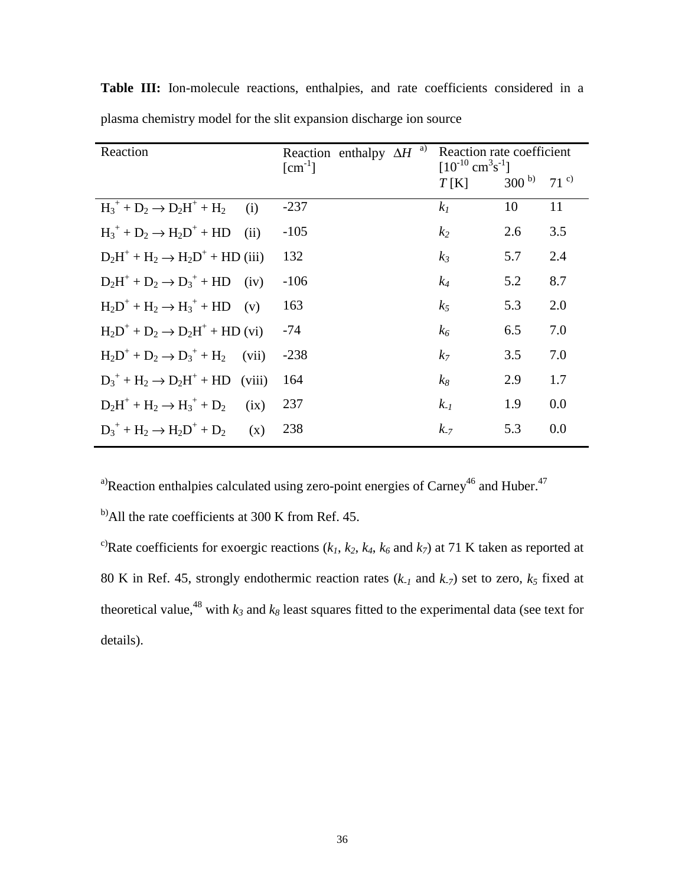**Table III:** Ion-molecule reactions, enthalpies, and rate coefficients considered in a plasma chemistry model for the slit expansion discharge ion source

| Reaction | Reaction enthalpy $\Delta H$ [a] [$cm^{-1}$] | Reaction rate coefficient [$10^{-10}$ $cm^3s^{-1}$] | | |
|---|---|---|---|---|
| | | $T$ [K] | 300 [b] | 71 [c] |
| $H_3^+ + D_2 \rightarrow D_2H^+ + H_2$ (i) | -237 | $k_1$ | 10 | 11 |
| $H_3^+ + D_2 \rightarrow H_2D^+ + HD$ (ii) | -105 | $k_2$ | 2.6 | 3.5 |
| $D_2H^+ + H_2 \rightarrow H_2D^+ + HD$ (iii) | 132 | $k_3$ | 5.7 | 2.4 |
| $D_2H^+ + D_2 \rightarrow D_3^+ + HD$ (iv) | -106 | $k_4$ | 5.2 | 8.7 |
| $H_2D^+ + H_2 \rightarrow H_3^+ + HD$ (v) | 163 | $k_5$ | 5.3 | 2.0 |
| $H_2D^+ + D_2 \rightarrow D_2H^+ + HD$ (vi) | -74 | $k_6$ | 6.5 | 7.0 |
| $H_2D^+ + D_2 \rightarrow D_3^+ + H_2$ (vii) | -238 | $k_7$ | 3.5 | 7.0 |
| $D_3^+ + H_2 \rightarrow D_2H^+ + HD$ (viii) | 164 | $k_8$ | 2.9 | 1.7 |
| $D_2H^+ + H_2 \rightarrow H_3^+ + D_2$ (ix) | 237 | $k_{-1}$ | 1.9 | 0.0 |
| $D_3^+ + H_2 \rightarrow H_2D^+ + D_2$ (x) | 238 | $k_{-7}$ | 5.3 | 0.0 |

[a] Reaction enthalpies calculated using zero-point energies of Carney[46] and Huber.[47]

[b] All the rate coefficients at 300 K from Ref. 45.

[c] Rate coefficients for exoergic reactions ($k_1$, $k_2$, $k_4$, $k_6$ and $k_7$) at 71 K taken as reported at 80 K in Ref. 45, strongly endothermic reaction rates ($k_{-1}$ and $k_{-7}$) set to zero, $k_5$ fixed at theoretical value,[48] with $k_3$ and $k_8$ least squares fitted to the experimental data (see text for details).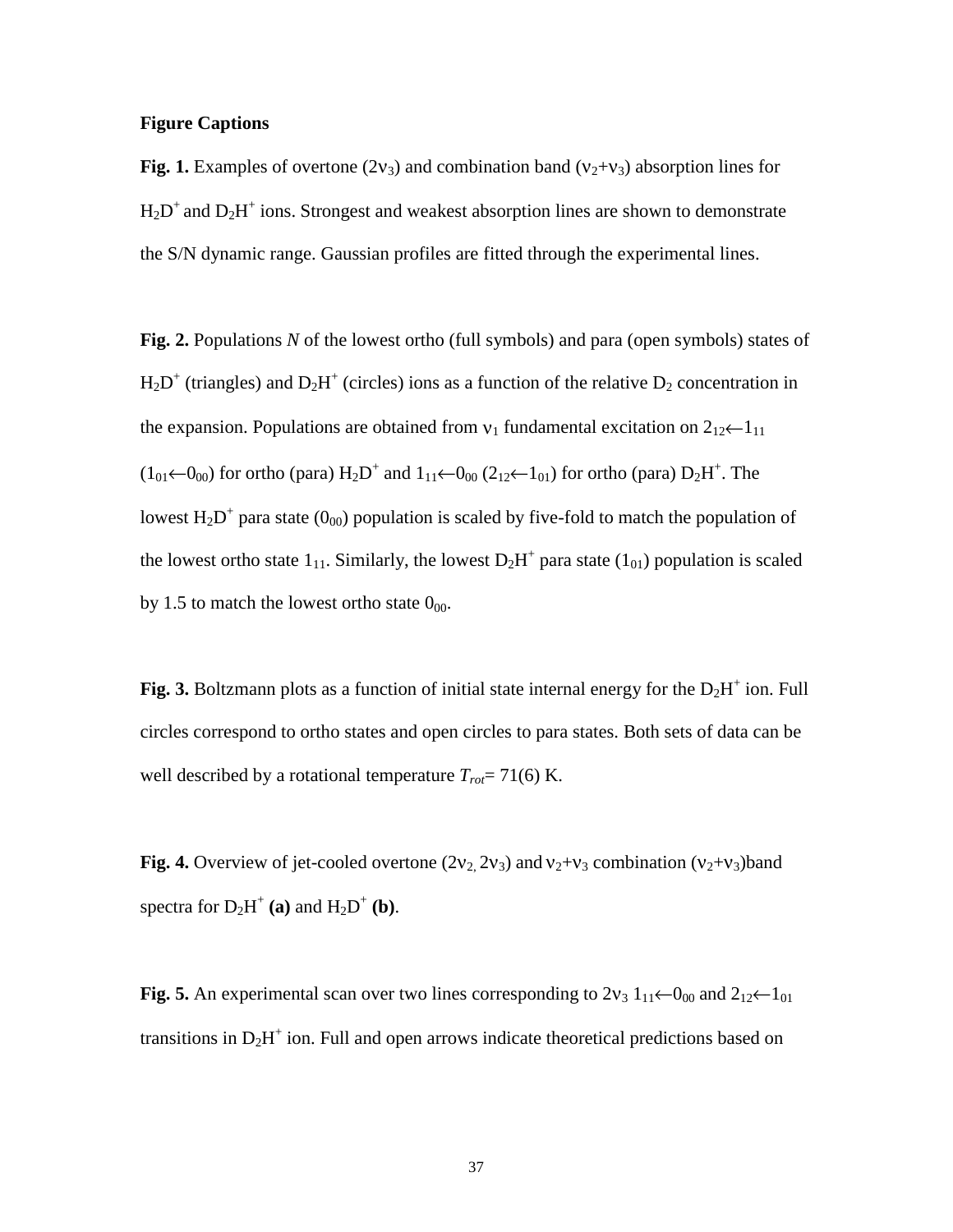**Figure Captions**

**Fig. 1.** Examples of overtone ($2\nu_3$) and combination band ($\nu_2+\nu_3$) absorption lines for $H_2D^+$ and $D_2H^+$ ions. Strongest and weakest absorption lines are shown to demonstrate the S/N dynamic range. Gaussian profiles are fitted through the experimental lines.

**Fig. 2.** Populations *N* of the lowest ortho (full symbols) and para (open symbols) states of $H_2D^+$ (triangles) and $D_2H^+$ (circles) ions as a function of the relative $D_2$ concentration in the expansion. Populations are obtained from $\nu_1$ fundamental excitation on $2_{12}\leftarrow 1_{11}$ ($1_{01}\leftarrow 0_{00}$) for ortho (para) $H_2D^+$ and $1_{11}\leftarrow 0_{00}$ ($2_{12}\leftarrow 1_{01}$) for ortho (para) $D_2H^+$. The lowest $H_2D^+$ para state ($0_{00}$) population is scaled by five-fold to match the population of the lowest ortho state $1_{11}$. Similarly, the lowest $D_2H^+$ para state ($1_{01}$) population is scaled by 1.5 to match the lowest ortho state $0_{00}$.

**Fig. 3.** Boltzmann plots as a function of initial state internal energy for the $D_2H^+$ ion. Full circles correspond to ortho states and open circles to para states. Both sets of data can be well described by a rotational temperature $T_{rot}$= 71(6) K.

**Fig. 4.** Overview of jet-cooled overtone ($2\nu_2$, $2\nu_3$) and $\nu_2+\nu_3$ combination ($\nu_2+\nu_3$)band spectra for $D_2H^+$ **(a)** and $H_2D^+$ **(b)**.

**Fig. 5.** An experimental scan over two lines corresponding to $2\nu_3$ $1_{11}\leftarrow 0_{00}$ and $2_{12}\leftarrow 1_{01}$ transitions in $D_2H^+$ ion. Full and open arrows indicate theoretical predictions based on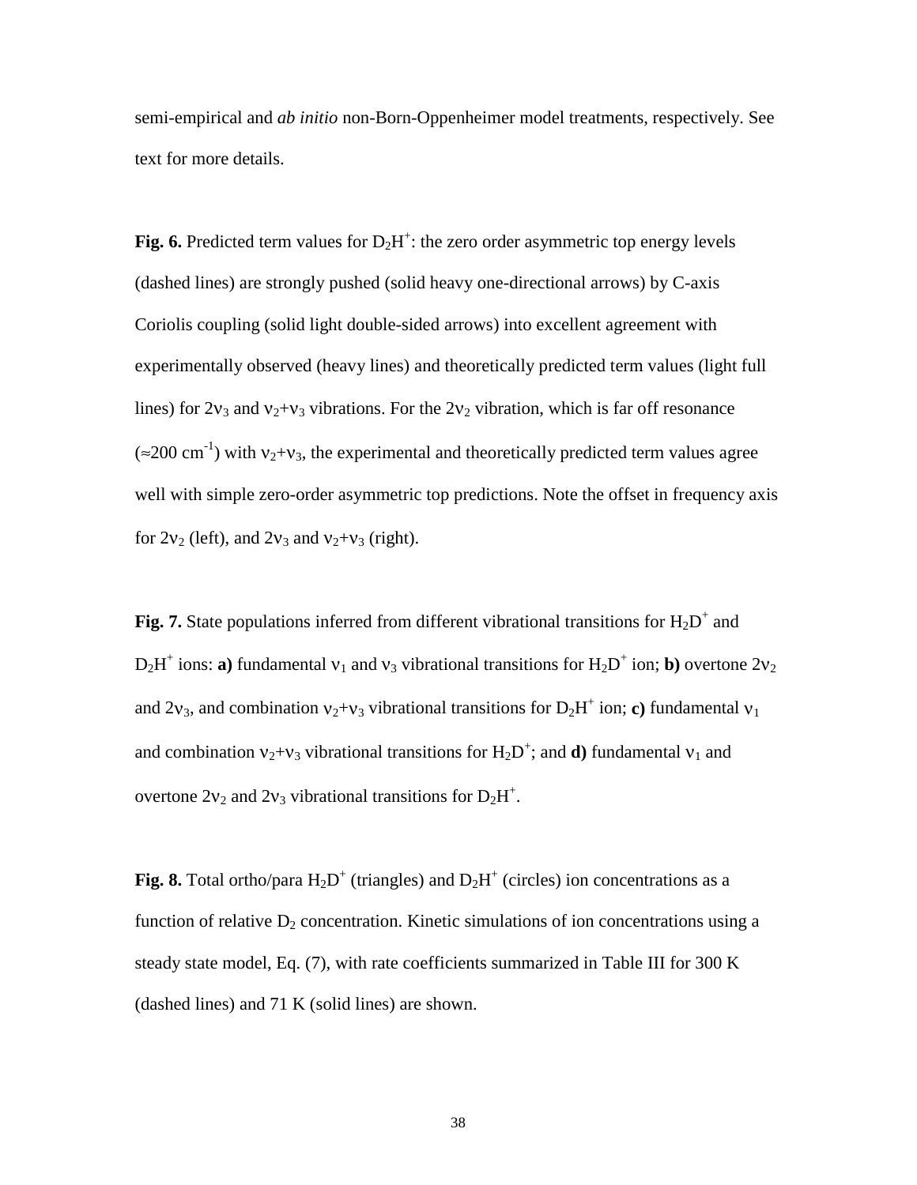semi-empirical and *ab initio* non-Born-Oppenheimer model treatments, respectively. See text for more details.

**Fig. 6.** Predicted term values for $D_2H^+$: the zero order asymmetric top energy levels (dashed lines) are strongly pushed (solid heavy one-directional arrows) by C-axis Coriolis coupling (solid light double-sided arrows) into excellent agreement with experimentally observed (heavy lines) and theoretically predicted term values (light full lines) for $2\nu_3$ and $\nu_2+\nu_3$ vibrations. For the $2\nu_2$ vibration, which is far off resonance ($\approx$200 $cm^{-1}$) with $\nu_2+\nu_3$, the experimental and theoretically predicted term values agree well with simple zero-order asymmetric top predictions. Note the offset in frequency axis for $2\nu_2$ (left), and $2\nu_3$ and $\nu_2+\nu_3$ (right).

**Fig. 7.** State populations inferred from different vibrational transitions for $H_2D^+$ and $D_2H^+$ ions: **a)** fundamental $\nu_1$ and $\nu_3$ vibrational transitions for $H_2D^+$ ion; **b)** overtone $2\nu_2$ and $2\nu_3$, and combination $\nu_2+\nu_3$ vibrational transitions for $D_2H^+$ ion; **c)** fundamental $\nu_1$ and combination $\nu_2+\nu_3$ vibrational transitions for $H_2D^+$; and **d)** fundamental $\nu_1$ and overtone $2\nu_2$ and $2\nu_3$ vibrational transitions for $D_2H^+$.

**Fig. 8.** Total ortho/para $H_2D^+$ (triangles) and $D_2H^+$ (circles) ion concentrations as a function of relative $D_2$ concentration. Kinetic simulations of ion concentrations using a steady state model, Eq. (7), with rate coefficients summarized in Table III for 300 K (dashed lines) and 71 K (solid lines) are shown.